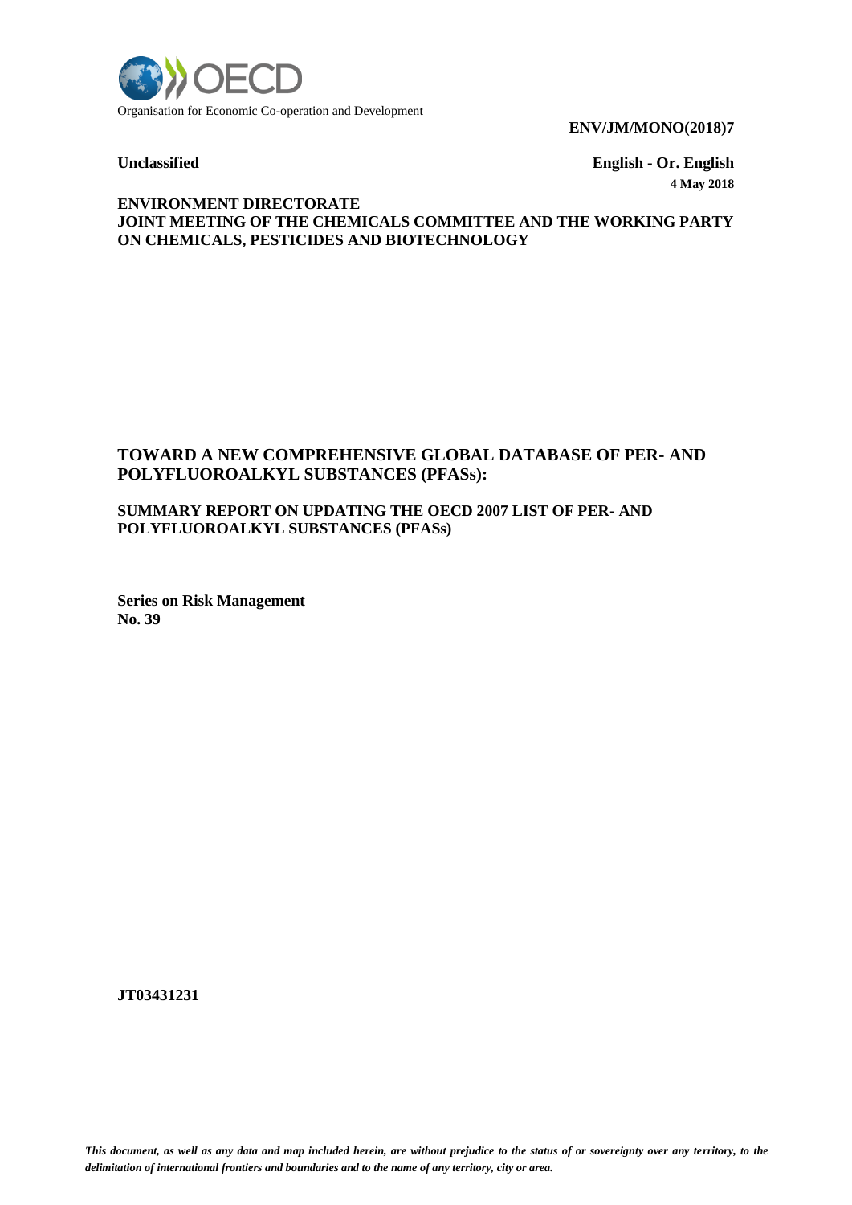Organisation for Economic Co-operation and Development

**ENV/JM/MONO(2018)7**

**Unclassified** **English - Or. English**

**4 May 2018**

**ENVIRONMENT DIRECTORATE**
**JOINT MEETING OF THE CHEMICALS COMMITTEE AND THE WORKING PARTY ON CHEMICALS, PESTICIDES AND BIOTECHNOLOGY**

# TOWARD A NEW COMPREHENSIVE GLOBAL DATABASE OF PER- AND POLYFLUOROALKYL SUBSTANCES (PFASs):

## SUMMARY REPORT ON UPDATING THE OECD 2007 LIST OF PER- AND POLYFLUOROALKYL SUBSTANCES (PFASs)

**Series on Risk Management**
**No. 39**

**JT03431231**

*This document, as well as any data and map included herein, are without prejudice to the status of or sovereignty over any territory, to the delimitation of international frontiers and boundaries and to the name of any territory, city or area.*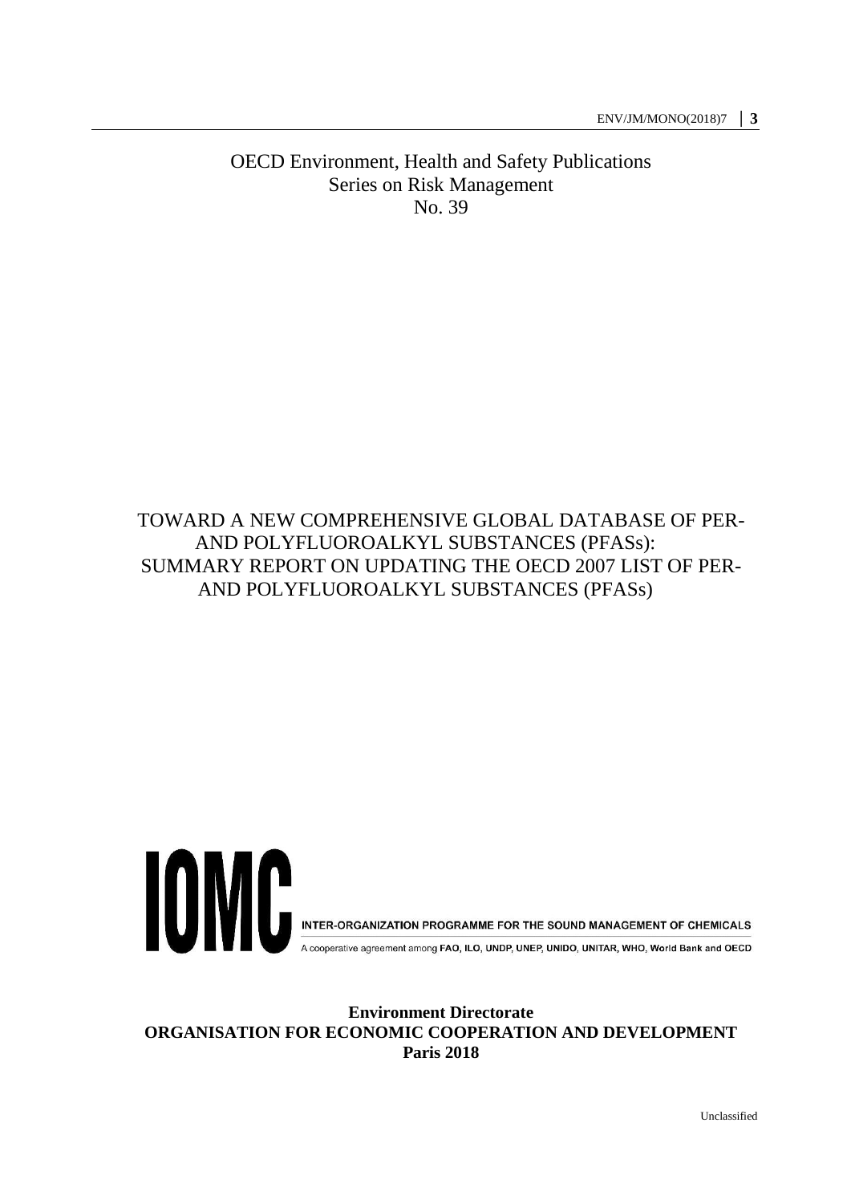OECD Environment, Health and Safety Publications
Series on Risk Management
No. 39

# TOWARD A NEW COMPREHENSIVE GLOBAL DATABASE OF PER- AND POLYFLUOROALKYL SUBSTANCES (PFASs): SUMMARY REPORT ON UPDATING THE OECD 2007 LIST OF PER- AND POLYFLUOROALKYL SUBSTANCES (PFASs)

IOMC

INTER-ORGANIZATION PROGRAMME FOR THE SOUND MANAGEMENT OF CHEMICALS

A cooperative agreement among **FAO, ILO, UNDP, UNEP, UNIDO, UNITAR, WHO, World Bank and OECD**

**Environment Directorate**
**ORGANISATION FOR ECONOMIC COOPERATION AND DEVELOPMENT**
**Paris 2018**

Unclassified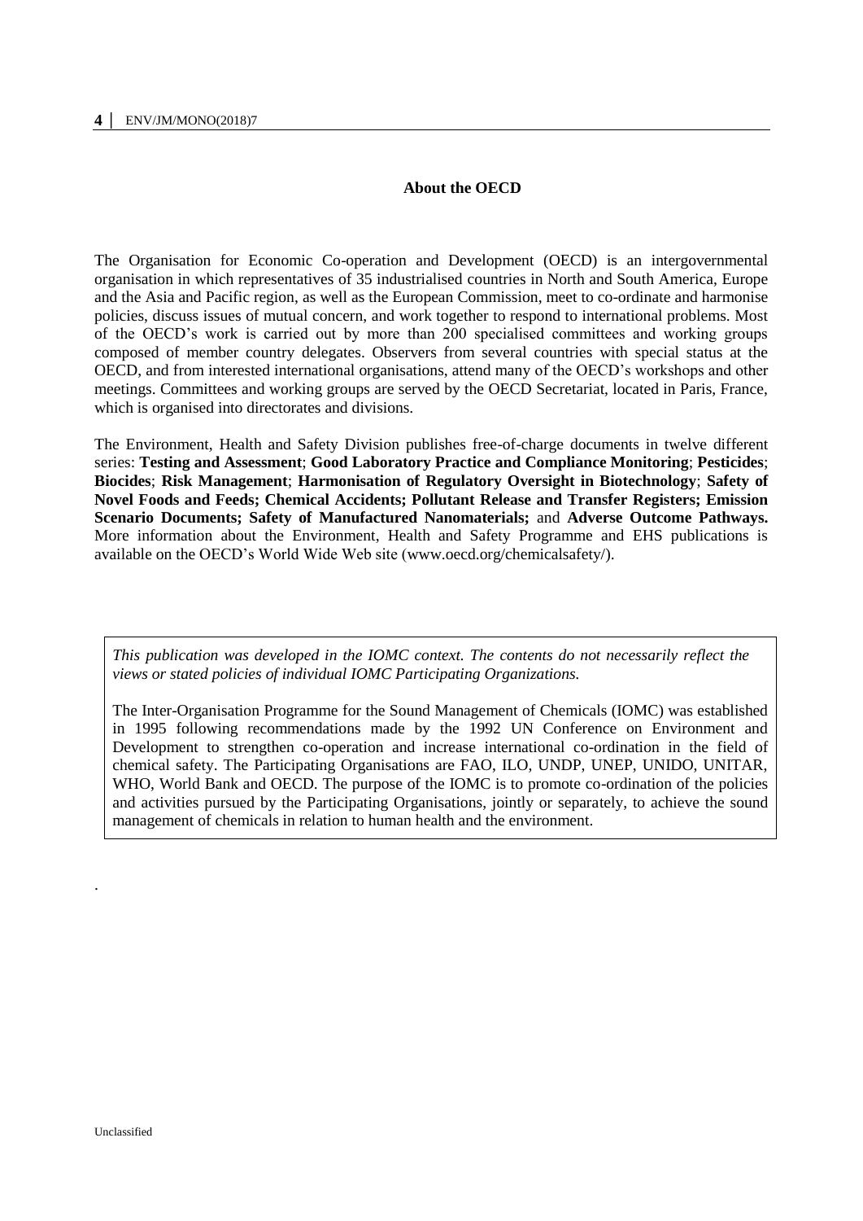## About the OECD

The Organisation for Economic Co-operation and Development (OECD) is an intergovernmental organisation in which representatives of 35 industrialised countries in North and South America, Europe and the Asia and Pacific region, as well as the European Commission, meet to co-ordinate and harmonise policies, discuss issues of mutual concern, and work together to respond to international problems. Most of the OECD's work is carried out by more than 200 specialised committees and working groups composed of member country delegates. Observers from several countries with special status at the OECD, and from interested international organisations, attend many of the OECD's workshops and other meetings. Committees and working groups are served by the OECD Secretariat, located in Paris, France, which is organised into directorates and divisions.

The Environment, Health and Safety Division publishes free-of-charge documents in twelve different series: **Testing and Assessment**; **Good Laboratory Practice and Compliance Monitoring**; **Pesticides**; **Biocides**; **Risk Management**; **Harmonisation of Regulatory Oversight in Biotechnology**; **Safety of Novel Foods and Feeds; Chemical Accidents; Pollutant Release and Transfer Registers; Emission Scenario Documents; Safety of Manufactured Nanomaterials;** and **Adverse Outcome Pathways.** More information about the Environment, Health and Safety Programme and EHS publications is available on the OECD's World Wide Web site (www.oecd.org/chemicalsafety/).

*This publication was developed in the IOMC context. The contents do not necessarily reflect the views or stated policies of individual IOMC Participating Organizations.*

The Inter-Organisation Programme for the Sound Management of Chemicals (IOMC) was established in 1995 following recommendations made by the 1992 UN Conference on Environment and Development to strengthen co-operation and increase international co-ordination in the field of chemical safety. The Participating Organisations are FAO, ILO, UNDP, UNEP, UNIDO, UNITAR, WHO, World Bank and OECD. The purpose of the IOMC is to promote co-ordination of the policies and activities pursued by the Participating Organisations, jointly or separately, to achieve the sound management of chemicals in relation to human health and the environment.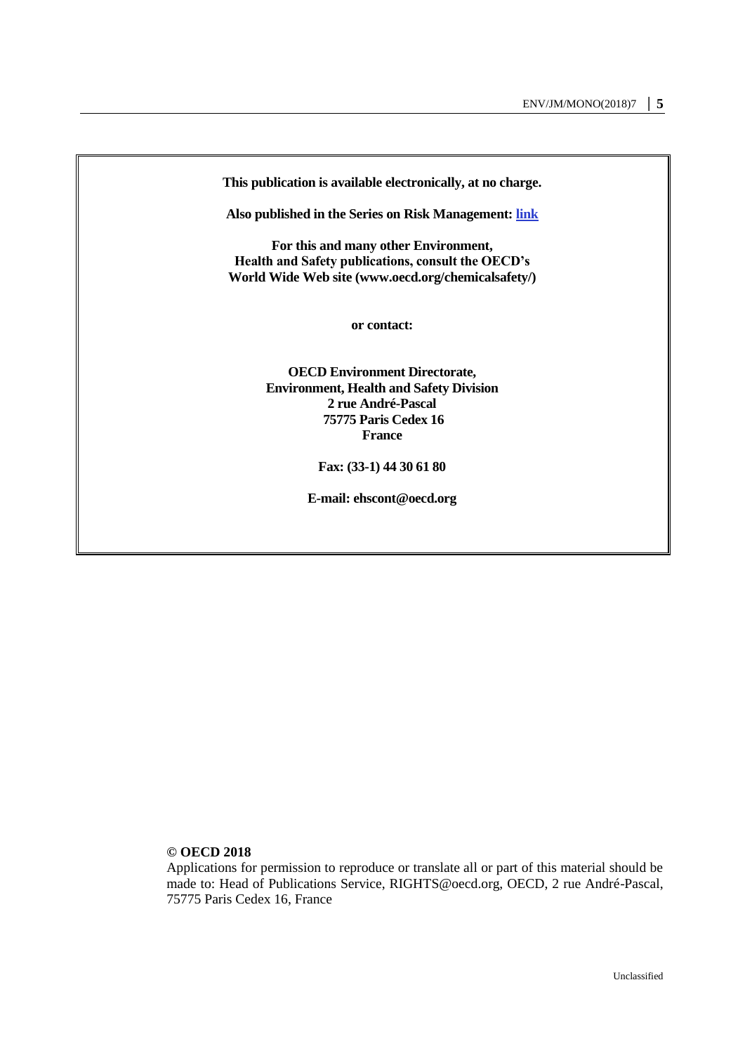**This publication is available electronically, at no charge.**

**Also published in the Series on Risk Management: link**

**For this and many other Environment, Health and Safety publications, consult the OECD's World Wide Web site (www.oecd.org/chemicalsafety/)**

**or contact:**

**OECD Environment Directorate,**
**Environment, Health and Safety Division**
**2 rue André-Pascal**
**75775 Paris Cedex 16**
**France**

**Fax: (33-1) 44 30 61 80**

**E-mail: ehscont@oecd.org**

**© OECD 2018**

Applications for permission to reproduce or translate all or part of this material should be made to: Head of Publications Service, RIGHTS@oecd.org, OECD, 2 rue André-Pascal, 75775 Paris Cedex 16, France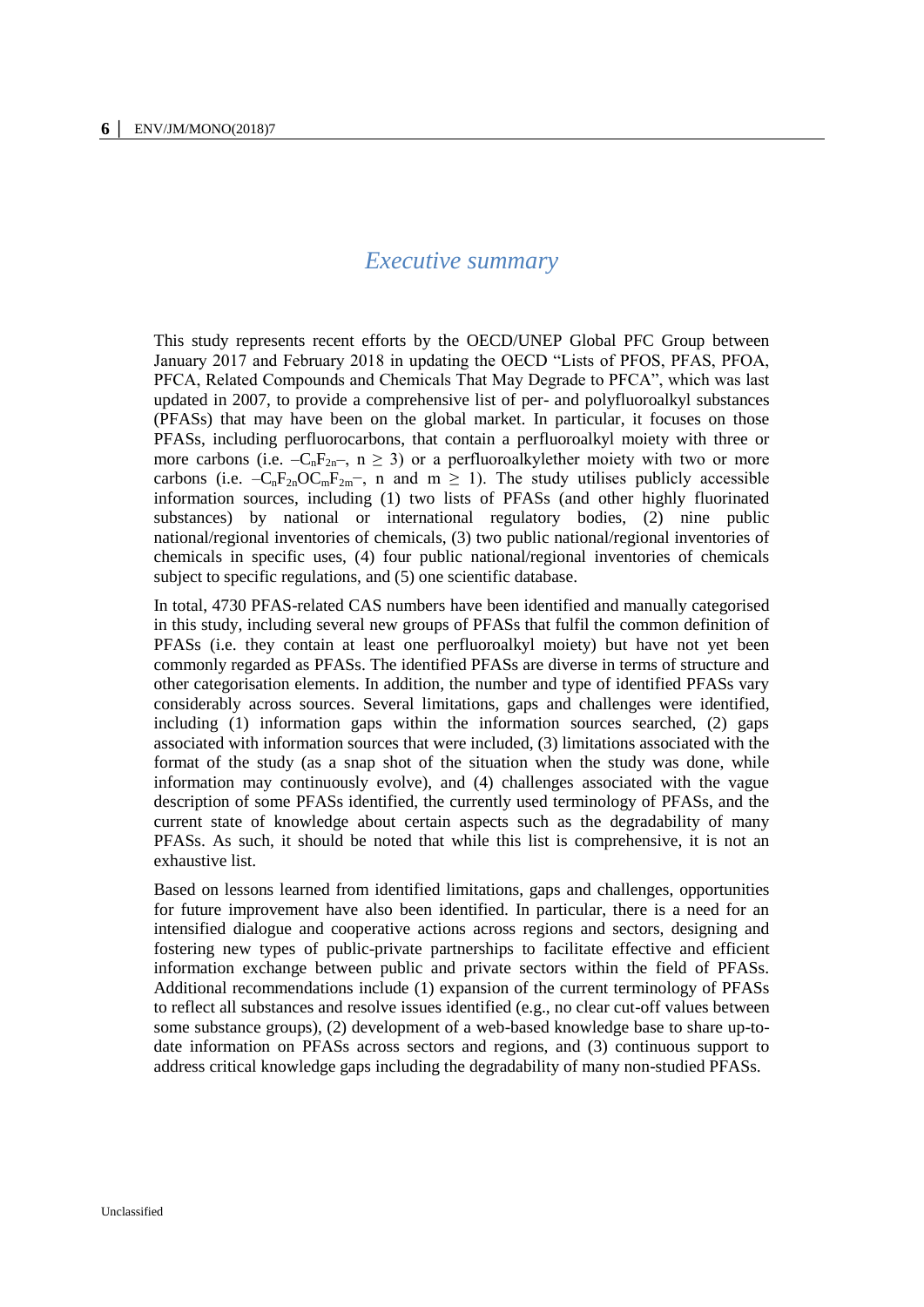# *Executive summary*

This study represents recent efforts by the OECD/UNEP Global PFC Group between January 2017 and February 2018 in updating the OECD "Lists of PFOS, PFAS, PFOA, PFCA, Related Compounds and Chemicals That May Degrade to PFCA", which was last updated in 2007, to provide a comprehensive list of per- and polyfluoroalkyl substances (PFASs) that may have been on the global market. In particular, it focuses on those PFASs, including perfluorocarbons, that contain a perfluoroalkyl moiety with three or more carbons (i.e. $–C_nF_{2n}–$, $n \geq 3$) or a perfluoroalkylether moiety with two or more carbons (i.e. $–C_nF_{2n}OC_mF_{2m}–$, n and $m \geq 1$). The study utilises publicly accessible information sources, including (1) two lists of PFASs (and other highly fluorinated substances) by national or international regulatory bodies, (2) nine public national/regional inventories of chemicals, (3) two public national/regional inventories of chemicals in specific uses, (4) four public national/regional inventories of chemicals subject to specific regulations, and (5) one scientific database.

In total, 4730 PFAS-related CAS numbers have been identified and manually categorised in this study, including several new groups of PFASs that fulfil the common definition of PFASs (i.e. they contain at least one perfluoroalkyl moiety) but have not yet been commonly regarded as PFASs. The identified PFASs are diverse in terms of structure and other categorisation elements. In addition, the number and type of identified PFASs vary considerably across sources. Several limitations, gaps and challenges were identified, including (1) information gaps within the information sources searched, (2) gaps associated with information sources that were included, (3) limitations associated with the format of the study (as a snap shot of the situation when the study was done, while information may continuously evolve), and (4) challenges associated with the vague description of some PFASs identified, the currently used terminology of PFASs, and the current state of knowledge about certain aspects such as the degradability of many PFASs. As such, it should be noted that while this list is comprehensive, it is not an exhaustive list.

Based on lessons learned from identified limitations, gaps and challenges, opportunities for future improvement have also been identified. In particular, there is a need for an intensified dialogue and cooperative actions across regions and sectors, designing and fostering new types of public-private partnerships to facilitate effective and efficient information exchange between public and private sectors within the field of PFASs. Additional recommendations include (1) expansion of the current terminology of PFASs to reflect all substances and resolve issues identified (e.g., no clear cut-off values between some substance groups), (2) development of a web-based knowledge base to share up-to-date information on PFASs across sectors and regions, and (3) continuous support to address critical knowledge gaps including the degradability of many non-studied PFASs.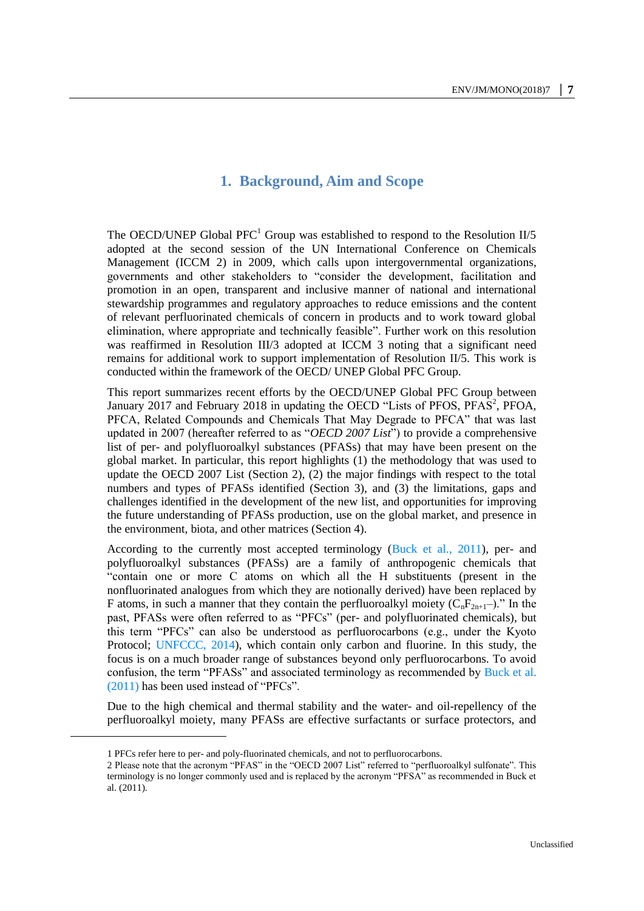# 1. Background, Aim and Scope

The OECD/UNEP Global PFC[1] Group was established to respond to the Resolution II/5 adopted at the second session of the UN International Conference on Chemicals Management (ICCM 2) in 2009, which calls upon intergovernmental organizations, governments and other stakeholders to "consider the development, facilitation and promotion in an open, transparent and inclusive manner of national and international stewardship programmes and regulatory approaches to reduce emissions and the content of relevant perfluorinated chemicals of concern in products and to work toward global elimination, where appropriate and technically feasible". Further work on this resolution was reaffirmed in Resolution III/3 adopted at ICCM 3 noting that a significant need remains for additional work to support implementation of Resolution II/5. This work is conducted within the framework of the OECD/ UNEP Global PFC Group.

This report summarizes recent efforts by the OECD/UNEP Global PFC Group between January 2017 and February 2018 in updating the OECD "Lists of PFOS, PFAS[2], PFOA, PFCA, Related Compounds and Chemicals That May Degrade to PFCA" that was last updated in 2007 (hereafter referred to as "*OECD 2007 List*") to provide a comprehensive list of per- and polyfluoroalkyl substances (PFASs) that may have been present on the global market. In particular, this report highlights (1) the methodology that was used to update the OECD 2007 List (Section 2), (2) the major findings with respect to the total numbers and types of PFASs identified (Section 3), and (3) the limitations, gaps and challenges identified in the development of the new list, and opportunities for improving the future understanding of PFASs production, use on the global market, and presence in the environment, biota, and other matrices (Section 4).

According to the currently most accepted terminology (Buck et al., 2011), per- and polyfluoroalkyl substances (PFASs) are a family of anthropogenic chemicals that "contain one or more C atoms on which all the H substituents (present in the nonfluorinated analogues from which they are notionally derived) have been replaced by F atoms, in such a manner that they contain the perfluoroalkyl moiety ($C_nF_{2n+1}$–)." In the past, PFASs were often referred to as "PFCs" (per- and polyfluorinated chemicals), but this term "PFCs" can also be understood as perfluorocarbons (e.g., under the Kyoto Protocol; UNFCCC, 2014), which contain only carbon and fluorine. In this study, the focus is on a much broader range of substances beyond only perfluorocarbons. To avoid confusion, the term "PFASs" and associated terminology as recommended by Buck et al. (2011) has been used instead of "PFCs".

Due to the high chemical and thermal stability and the water- and oil-repellency of the perfluoroalkyl moiety, many PFASs are effective surfactants or surface protectors, and

1 PFCs refer here to per- and poly-fluorinated chemicals, and not to perfluorocarbons.

2 Please note that the acronym "PFAS" in the "OECD 2007 List" referred to "perfluoroalkyl sulfonate". This terminology is no longer commonly used and is replaced by the acronym "PFSA" as recommended in Buck et al. (2011).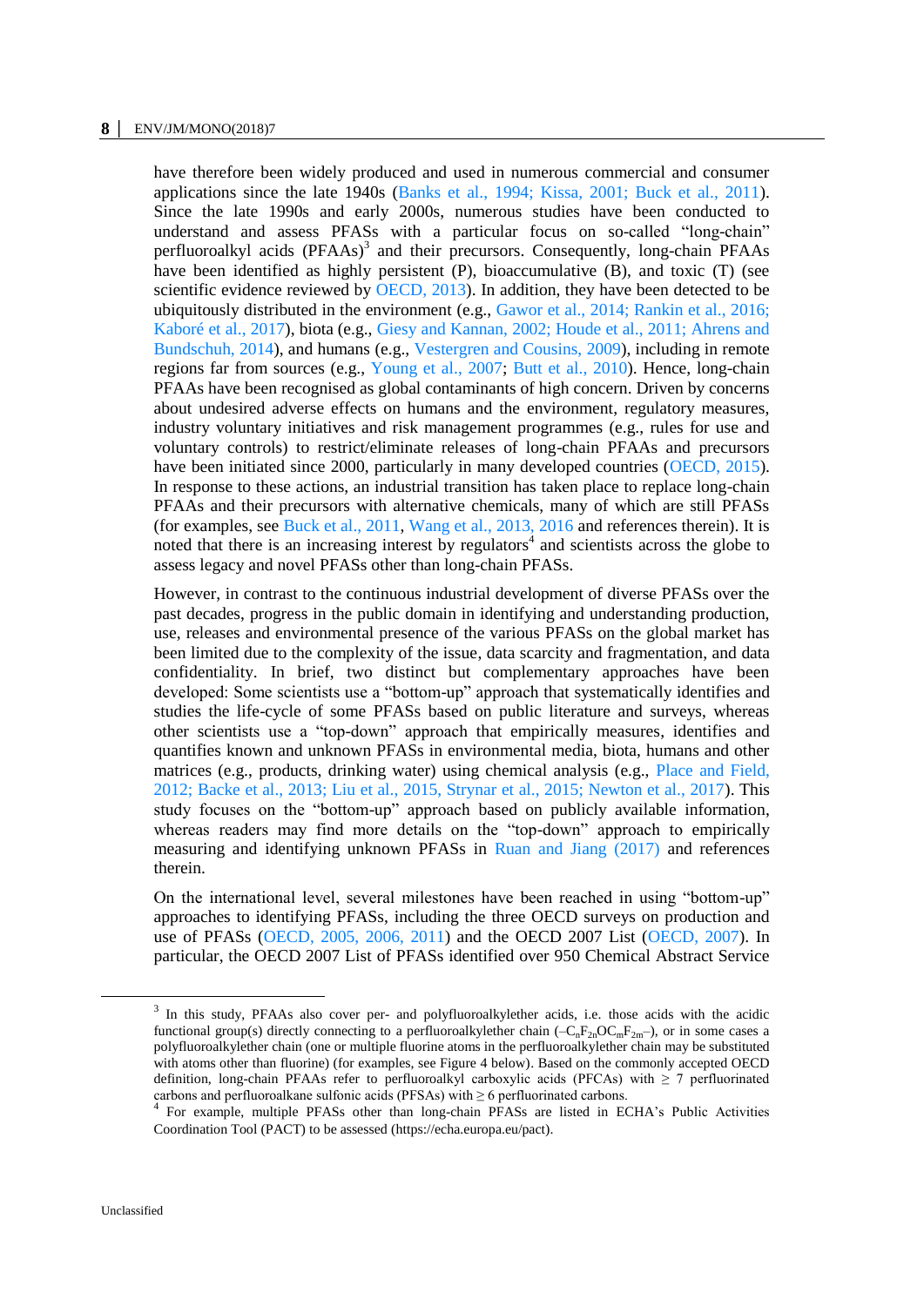have therefore been widely produced and used in numerous commercial and consumer applications since the late 1940s (Banks et al., 1994; Kissa, 2001; Buck et al., 2011). Since the late 1990s and early 2000s, numerous studies have been conducted to understand and assess PFASs with a particular focus on so-called "long-chain" perfluoroalkyl acids (PFAAs)[3] and their precursors. Consequently, long-chain PFAAs have been identified as highly persistent (P), bioaccumulative (B), and toxic (T) (see scientific evidence reviewed by OECD, 2013). In addition, they have been detected to be ubiquitously distributed in the environment (e.g., Gawor et al., 2014; Rankin et al., 2016; Kaboré et al., 2017), biota (e.g., Giesy and Kannan, 2002; Houde et al., 2011; Ahrens and Bundschuh, 2014), and humans (e.g., Vestergren and Cousins, 2009), including in remote regions far from sources (e.g., Young et al., 2007; Butt et al., 2010). Hence, long-chain PFAAs have been recognised as global contaminants of high concern. Driven by concerns about undesired adverse effects on humans and the environment, regulatory measures, industry voluntary initiatives and risk management programmes (e.g., rules for use and voluntary controls) to restrict/eliminate releases of long-chain PFAAs and precursors have been initiated since 2000, particularly in many developed countries (OECD, 2015). In response to these actions, an industrial transition has taken place to replace long-chain PFAAs and their precursors with alternative chemicals, many of which are still PFASs (for examples, see Buck et al., 2011, Wang et al., 2013, 2016 and references therein). It is noted that there is an increasing interest by regulators[4] and scientists across the globe to assess legacy and novel PFASs other than long-chain PFASs.

However, in contrast to the continuous industrial development of diverse PFASs over the past decades, progress in the public domain in identifying and understanding production, use, releases and environmental presence of the various PFASs on the global market has been limited due to the complexity of the issue, data scarcity and fragmentation, and data confidentiality. In brief, two distinct but complementary approaches have been developed: Some scientists use a "bottom-up" approach that systematically identifies and studies the life-cycle of some PFASs based on public literature and surveys, whereas other scientists use a "top-down" approach that empirically measures, identifies and quantifies known and unknown PFASs in environmental media, biota, humans and other matrices (e.g., products, drinking water) using chemical analysis (e.g., Place and Field, 2012; Backe et al., 2013; Liu et al., 2015, Strynar et al., 2015; Newton et al., 2017). This study focuses on the "bottom-up" approach based on publicly available information, whereas readers may find more details on the "top-down" approach to empirically measuring and identifying unknown PFASs in Ruan and Jiang (2017) and references therein.

On the international level, several milestones have been reached in using "bottom-up" approaches to identifying PFASs, including the three OECD surveys on production and use of PFASs (OECD, 2005, 2006, 2011) and the OECD 2007 List (OECD, 2007). In particular, the OECD 2007 List of PFASs identified over 950 Chemical Abstract Service

---

[3] In this study, PFAAs also cover per- and polyfluoroalkylether acids, i.e. those acids with the acidic functional group(s) directly connecting to a perfluoroalkylether chain ($–C_nF_{2n}OC_mF_{2m}–$), or in some cases a polyfluoroalkylether chain (one or multiple fluorine atoms in the perfluoroalkylether chain may be substituted with atoms other than fluorine) (for examples, see Figure 4 below). Based on the commonly accepted OECD definition, long-chain PFAAs refer to perfluoroalkyl carboxylic acids (PFCAs) with $\geq$ 7 perfluorinated carbons and perfluoroalkane sulfonic acids (PFSAs) with $\geq$ 6 perfluorinated carbons.

[4] For example, multiple PFASs other than long-chain PFASs are listed in ECHA's Public Activities Coordination Tool (PACT) to be assessed (https://echa.europa.eu/pact).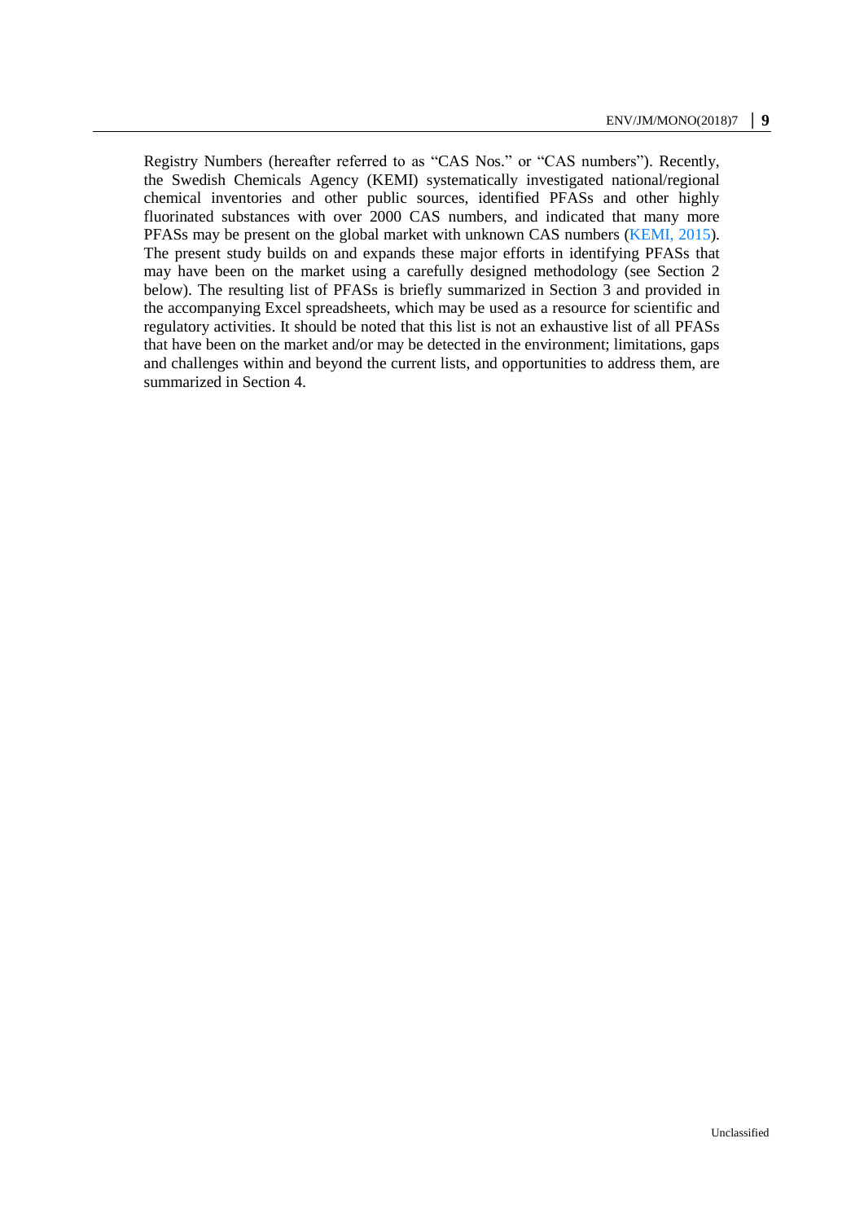Registry Numbers (hereafter referred to as "CAS Nos." or "CAS numbers"). Recently, the Swedish Chemicals Agency (KEMI) systematically investigated national/regional chemical inventories and other public sources, identified PFASs and other highly fluorinated substances with over 2000 CAS numbers, and indicated that many more PFASs may be present on the global market with unknown CAS numbers (KEMI, 2015). The present study builds on and expands these major efforts in identifying PFASs that may have been on the market using a carefully designed methodology (see Section 2 below). The resulting list of PFASs is briefly summarized in Section 3 and provided in the accompanying Excel spreadsheets, which may be used as a resource for scientific and regulatory activities. It should be noted that this list is not an exhaustive list of all PFASs that have been on the market and/or may be detected in the environment; limitations, gaps and challenges within and beyond the current lists, and opportunities to address them, are summarized in Section 4.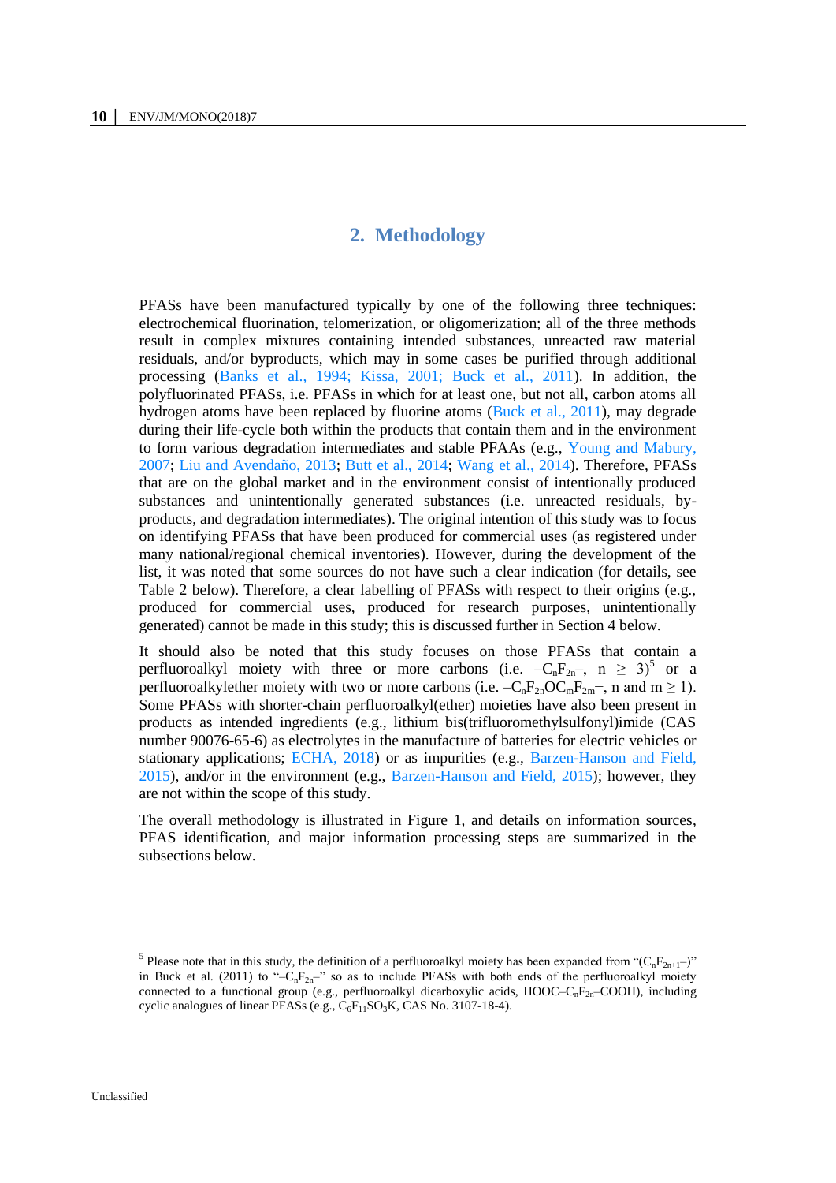# 2. Methodology

PFASs have been manufactured typically by one of the following three techniques: electrochemical fluorination, telomerization, or oligomerization; all of the three methods result in complex mixtures containing intended substances, unreacted raw material residuals, and/or byproducts, which may in some cases be purified through additional processing (Banks et al., 1994; Kissa, 2001; Buck et al., 2011). In addition, the polyfluorinated PFASs, i.e. PFASs in which for at least one, but not all, carbon atoms all hydrogen atoms have been replaced by fluorine atoms (Buck et al., 2011), may degrade during their life-cycle both within the products that contain them and in the environment to form various degradation intermediates and stable PFAAs (e.g., Young and Mabury, 2007; Liu and Avendaño, 2013; Butt et al., 2014; Wang et al., 2014). Therefore, PFASs that are on the global market and in the environment consist of intentionally produced substances and unintentionally generated substances (i.e. unreacted residuals, by-products, and degradation intermediates). The original intention of this study was to focus on identifying PFASs that have been produced for commercial uses (as registered under many national/regional chemical inventories). However, during the development of the list, it was noted that some sources do not have such a clear indication (for details, see Table 2 below). Therefore, a clear labelling of PFASs with respect to their origins (e.g., produced for commercial uses, produced for research purposes, unintentionally generated) cannot be made in this study; this is discussed further in Section 4 below.

It should also be noted that this study focuses on those PFASs that contain a perfluoroalkyl moiety with three or more carbons (i.e. $-C_nF_{2n}-$, $n \geq 3$)[5] or a perfluoroalkylether moiety with two or more carbons (i.e. $-C_nF_{2n}OC_mF_{2m}-$, n and $m \geq 1$). Some PFASs with shorter-chain perfluoroalkyl(ether) moieties have also been present in products as intended ingredients (e.g., lithium bis(trifluoromethylsulfonyl)imide (CAS number 90076-65-6) as electrolytes in the manufacture of batteries for electric vehicles or stationary applications; ECHA, 2018) or as impurities (e.g., Barzen-Hanson and Field, 2015), and/or in the environment (e.g., Barzen-Hanson and Field, 2015); however, they are not within the scope of this study.

The overall methodology is illustrated in Figure 1, and details on information sources, PFAS identification, and major information processing steps are summarized in the subsections below.

---

[5] Please note that in this study, the definition of a perfluoroalkyl moiety has been expanded from "($C_nF_{2n+1}-$)" in Buck et al. (2011) to "$-C_nF_{2n}-$" so as to include PFASs with both ends of the perfluoroalkyl moiety connected to a functional group (e.g., perfluoroalkyl dicarboxylic acids, $HOOC-C_nF_{2n}-COOH$), including cyclic analogues of linear PFASs (e.g., $C_6F_{11}SO_3K$, CAS No. 3107-18-4).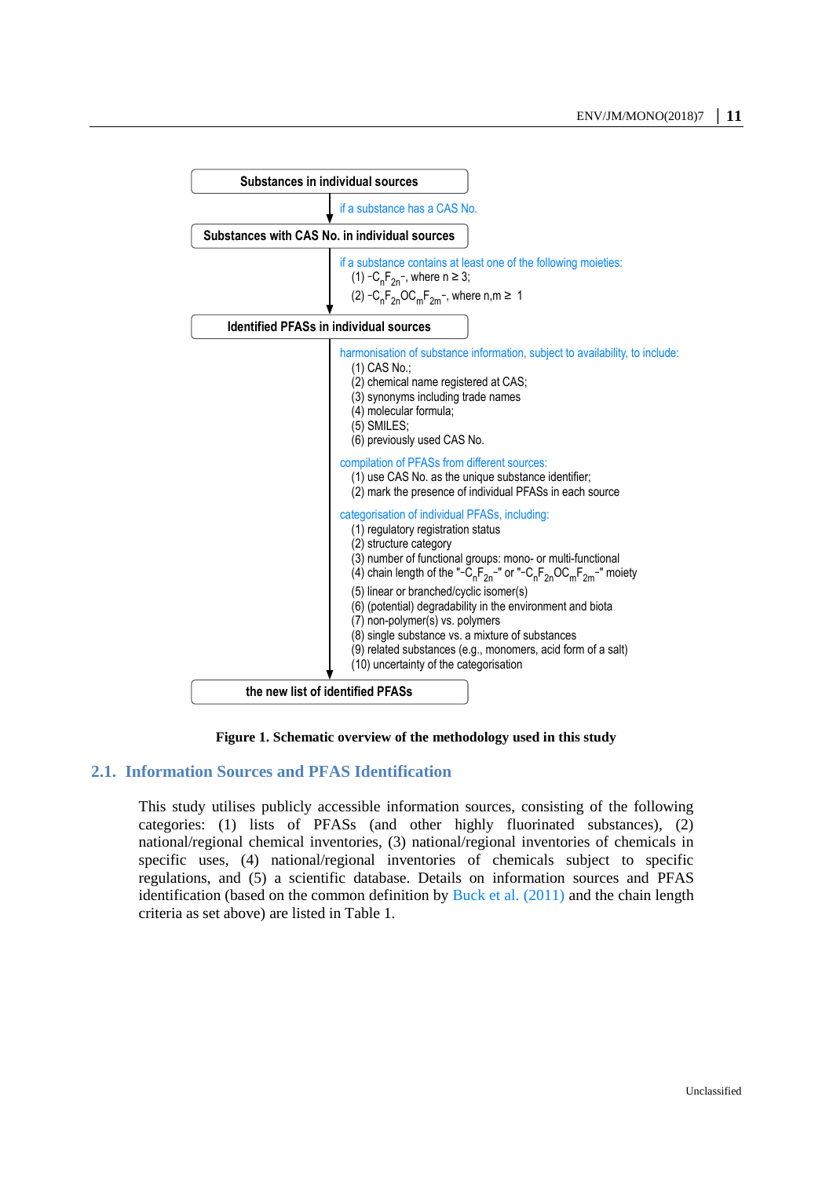**Substances in individual sources**

↓ if a substance has a CAS No.

**Substances with CAS No. in individual sources**

↓ if a substance contains at least one of the following moieties:
(1) $-C_nF_{2n}-$, where n ≥ 3;
(2) $-C_nF_{2n}OC_mF_{2m}-$, where n,m ≥ 1

**Identified PFASs in individual sources**

↓ harmonisation of substance information, subject to availability, to include:
(1) CAS No.;
(2) chemical name registered at CAS;
(3) synonyms including trade names
(4) molecular formula;
(5) SMILES;
(6) previously used CAS No.

compilation of PFASs from different sources:
(1) use CAS No. as the unique substance identifier;
(2) mark the presence of individual PFASs in each source

categorisation of individual PFASs, including:
(1) regulatory registration status
(2) structure category
(3) number of functional groups: mono- or multi-functional
(4) chain length of the "$-C_nF_{2n}-$" or "$-C_nF_{2n}OC_mF_{2m}-$" moiety
(5) linear or branched/cyclic isomer(s)
(6) (potential) degradability in the environment and biota
(7) non-polymer(s) vs. polymers
(8) single substance vs. a mixture of substances
(9) related substances (e.g., monomers, acid form of a salt)
(10) uncertainty of the categorisation

**the new list of identified PFASs**

**Figure 1. Schematic overview of the methodology used in this study**

## 2.1. Information Sources and PFAS Identification

This study utilises publicly accessible information sources, consisting of the following categories: (1) lists of PFASs (and other highly fluorinated substances), (2) national/regional chemical inventories, (3) national/regional inventories of chemicals in specific uses, (4) national/regional inventories of chemicals subject to specific regulations, and (5) a scientific database. Details on information sources and PFAS identification (based on the common definition by Buck et al. (2011) and the chain length criteria as set above) are listed in Table 1.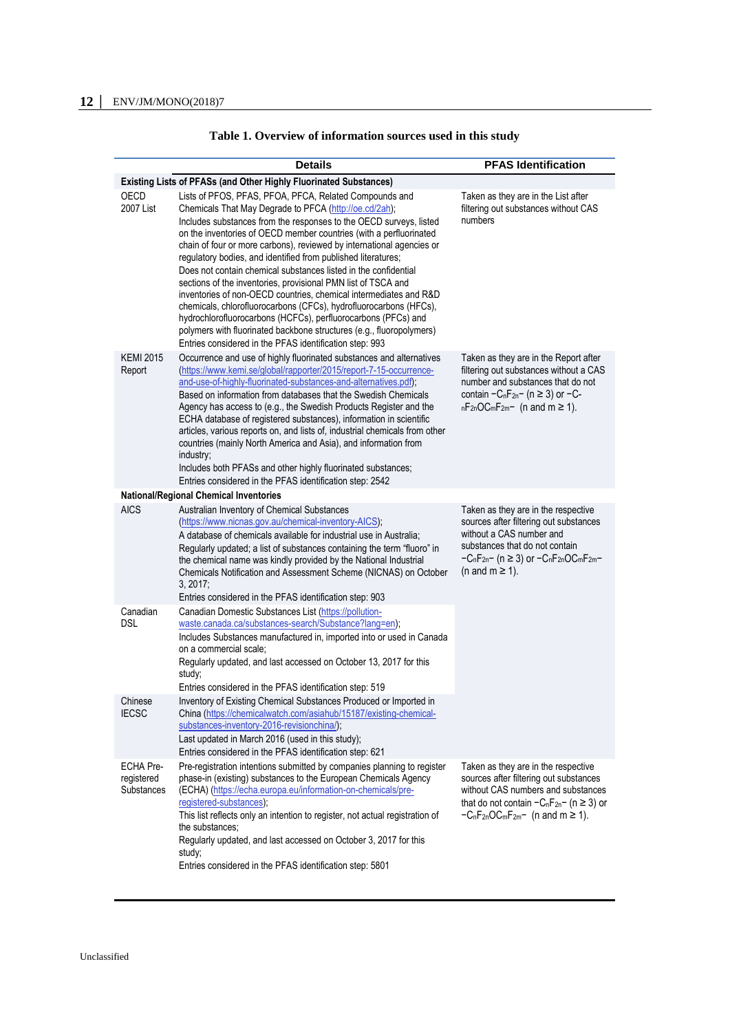**Table 1. Overview of information sources used in this study**

| | Details | PFAS Identification |
|---|---|---|
| **Existing Lists of PFASs (and Other Highly Fluorinated Substances)** | | |
| OECD 2007 List | Lists of PFOS, PFAS, PFOA, PFCA, Related Compounds and Chemicals That May Degrade to PFCA (http://oe.cd/2ah); Includes substances from the responses to the OECD surveys, listed on the inventories of OECD member countries (with a perfluorinated chain of four or more carbons), reviewed by international agencies or regulatory bodies, and identified from published literatures; Does not contain chemical substances listed in the confidential sections of the inventories, provisional PMN list of TSCA and inventories of non-OECD countries, chemical intermediates and R&D chemicals, chlorofluorocarbons (CFCs), hydrofluorocarbons (HFCs), hydrochlorofluorocarbons (HCFCs), perfluorocarbons (PFCs) and polymers with fluorinated backbone structures (e.g., fluoropolymers) Entries considered in the PFAS identification step: 993 | Taken as they are in the List after filtering out substances without CAS numbers |
| KEMI 2015 Report | Occurrence and use of highly fluorinated substances and alternatives (https://www.kemi.se/global/rapporter/2015/report-7-15-occurrence-and-use-of-highly-fluorinated-substances-and-alternatives.pdf); Based on information from databases that the Swedish Chemicals Agency has access to (e.g., the Swedish Products Register and the ECHA database of registered substances), information in scientific articles, various reports on, and lists of, industrial chemicals from other countries (mainly North America and Asia), and information from industry; Includes both PFASs and other highly fluorinated substances; Entries considered in the PFAS identification step: 2542 | Taken as they are in the Report after filtering out substances without a CAS number and substances that do not contain $-C_nF_{2n}-$ ($n \geq 3$) or $-C_nF_{2n}OC_mF_{2m}-$ (n and $m \geq 1$). |
| **National/Regional Chemical Inventories** | | |
| AICS | Australian Inventory of Chemical Substances (https://www.nicnas.gov.au/chemical-inventory-AICS); A database of chemicals available for industrial use in Australia; Regularly updated; a list of substances containing the term "fluoro" in the chemical name was kindly provided by the National Industrial Chemicals Notification and Assessment Scheme (NICNAS) on October 3, 2017; Entries considered in the PFAS identification step: 903 | Taken as they are in the respective sources after filtering out substances without a CAS number and substances that do not contain $-C_nF_{2n}-$ ($n \geq 3$) or $-C_nF_{2n}OC_mF_{2m}-$ (n and $m \geq 1$). |
| Canadian DSL | Canadian Domestic Substances List (https://pollution-waste.canada.ca/substances-search/Substance?lang=en); Includes Substances manufactured in, imported into or used in Canada on a commercial scale; Regularly updated, and last accessed on October 13, 2017 for this study; Entries considered in the PFAS identification step: 519 | |
| Chinese IECSC | Inventory of Existing Chemical Substances Produced or Imported in China (https://chemicalwatch.com/asiahub/15187/existing-chemical-substances-inventory-2016-revisionchina/); Last updated in March 2016 (used in this study); Entries considered in the PFAS identification step: 621 | |
| ECHA Pre-registered Substances | Pre-registration intentions submitted by companies planning to register phase-in (existing) substances to the European Chemicals Agency (ECHA) (https://echa.europa.eu/information-on-chemicals/pre-registered-substances); This list reflects only an intention to register, not actual registration of the substances; Regularly updated, and last accessed on October 3, 2017 for this study; Entries considered in the PFAS identification step: 5801 | Taken as they are in the respective sources after filtering out substances without CAS numbers and substances that do not contain $-C_nF_{2n}-$ ($n \geq 3$) or $-C_nF_{2n}OC_mF_{2m}-$ (n and $m \geq 1$). |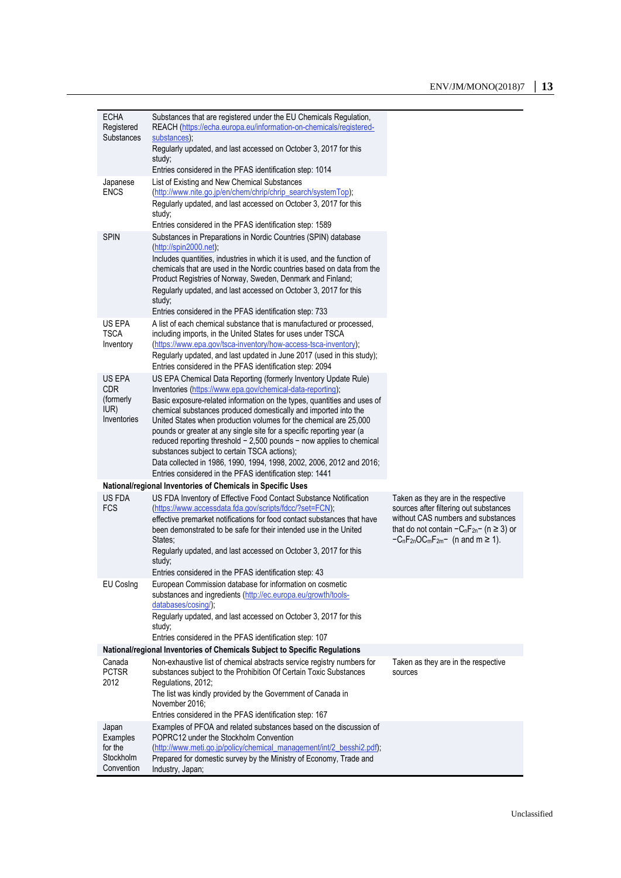| | | |
|---|---|---|
| ECHA Registered Substances | Substances that are registered under the EU Chemicals Regulation, REACH (https://echa.europa.eu/information-on-chemicals/registered-substances);<br>Regularly updated, and last accessed on October 3, 2017 for this study;<br>Entries considered in the PFAS identification step: 1014 | |
| Japanese ENCS | List of Existing and New Chemical Substances (http://www.nite.go.jp/en/chem/chrip/chrip_search/systemTop);<br>Regularly updated, and last accessed on October 3, 2017 for this study;<br>Entries considered in the PFAS identification step: 1589 | |
| SPIN | Substances in Preparations in Nordic Countries (SPIN) database (http://spin2000.net);<br>Includes quantities, industries in which it is used, and the function of chemicals that are used in the Nordic countries based on data from the Product Registries of Norway, Sweden, Denmark and Finland;<br>Regularly updated, and last accessed on October 3, 2017 for this study;<br>Entries considered in the PFAS identification step: 733 | |
| US EPA TSCA Inventory | A list of each chemical substance that is manufactured or processed, including imports, in the United States for uses under TSCA (https://www.epa.gov/tsca-inventory/how-access-tsca-inventory);<br>Regularly updated, and last updated in June 2017 (used in this study);<br>Entries considered in the PFAS identification step: 2094 | |
| US EPA CDR (formerly IUR) Inventories | US EPA Chemical Data Reporting (formerly Inventory Update Rule) Inventories (https://www.epa.gov/chemical-data-reporting);<br>Basic exposure-related information on the types, quantities and uses of chemical substances produced domestically and imported into the United States when production volumes for the chemical are 25,000 pounds or greater at any single site for a specific reporting year (a reduced reporting threshold − 2,500 pounds − now applies to chemical substances subject to certain TSCA actions);<br>Data collected in 1986, 1990, 1994, 1998, 2002, 2006, 2012 and 2016;<br>Entries considered in the PFAS identification step: 1441 | |
| **National/regional Inventories of Chemicals in Specific Uses** | | |
| US FDA FCS | US FDA Inventory of Effective Food Contact Substance Notification (https://www.accessdata.fda.gov/scripts/fdcc/?set=FCN);<br>effective premarket notifications for food contact substances that have been demonstrated to be safe for their intended use in the United States;<br>Regularly updated, and last accessed on October 3, 2017 for this study;<br>Entries considered in the PFAS identification step: 43 | Taken as they are in the respective sources after filtering out substances without CAS numbers and substances that do not contain $-C_nF_{2n}-$ ($n \geq 3$) or $-C_nF_{2n}OC_mF_{2m}-$ (n and $m \geq 1$). |
| EU CosIng | European Commission database for information on cosmetic substances and ingredients (http://ec.europa.eu/growth/tools-databases/cosing/);<br>Regularly updated, and last accessed on October 3, 2017 for this study;<br>Entries considered in the PFAS identification step: 107 | |
| **National/regional Inventories of Chemicals Subject to Specific Regulations** | | |
| Canada PCTSR 2012 | Non-exhaustive list of chemical abstracts service registry numbers for substances subject to the Prohibition Of Certain Toxic Substances Regulations, 2012;<br>The list was kindly provided by the Government of Canada in November 2016;<br>Entries considered in the PFAS identification step: 167 | Taken as they are in the respective sources |
| Japan Examples for the Stockholm Convention | Examples of PFOA and related substances based on the discussion of POPRC12 under the Stockholm Convention (http://www.meti.go.jp/policy/chemical_management/int/2_besshi2.pdf);<br>Prepared for domestic survey by the Ministry of Economy, Trade and Industry, Japan; | |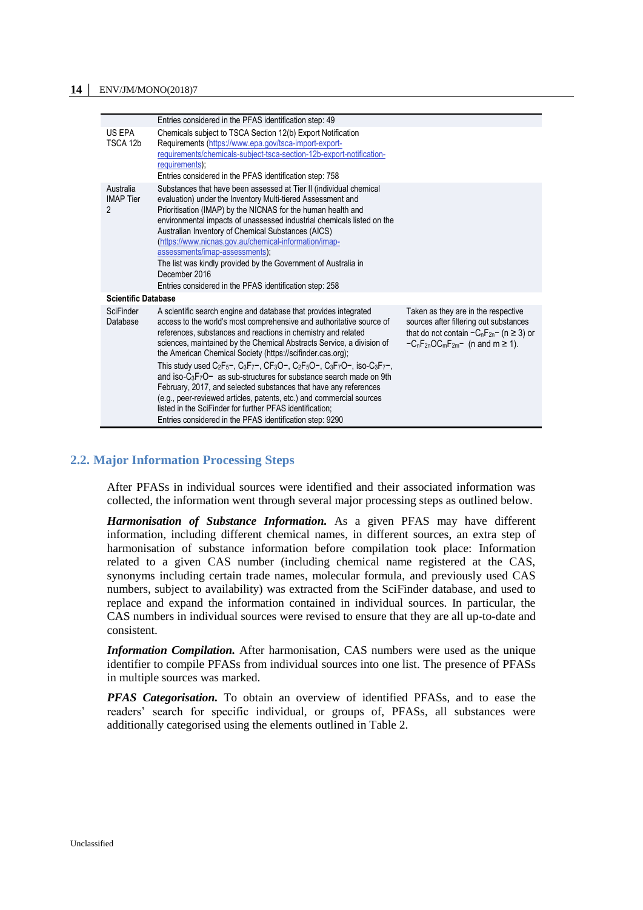| | | |
|---|---|---|
| | Entries considered in the PFAS identification step: 49 | |
| US EPA TSCA 12b | Chemicals subject to TSCA Section 12(b) Export Notification Requirements (https://www.epa.gov/tsca-import-export-requirements/chemicals-subject-tsca-section-12b-export-notification-requirements); Entries considered in the PFAS identification step: 758 | |
| Australia IMAP Tier 2 | Substances that have been assessed at Tier II (individual chemical evaluation) under the Inventory Multi-tiered Assessment and Prioritisation (IMAP) by the NICNAS for the human health and environmental impacts of unassessed industrial chemicals listed on the Australian Inventory of Chemical Substances (AICS) (https://www.nicnas.gov.au/chemical-information/imap-assessments/imap-assessments); The list was kindly provided by the Government of Australia in December 2016 Entries considered in the PFAS identification step: 258 | |
| **Scientific Database** | | |
| SciFinder Database | A scientific search engine and database that provides integrated access to the world's most comprehensive and authoritative source of references, substances and reactions in chemistry and related sciences, maintained by the Chemical Abstracts Service, a division of the American Chemical Society (https://scifinder.cas.org); This study used $C_2F_5-$, $C_3F_7-$, $CF_3O-$, $C_2F_5O-$, $C_3F_7O-$, iso-$C_3F_7-$, and iso-$C_3F_7O-$ as sub-structures for substance search made on 9th February, 2017, and selected substances that have any references (e.g., peer-reviewed articles, patents, etc.) and commercial sources listed in the SciFinder for further PFAS identification; Entries considered in the PFAS identification step: 9290 | Taken as they are in the respective sources after filtering out substances that do not contain $-C_nF_{2n}-$ ($n \geq 3$) or $-C_nF_{2n}OC_mF_{2m}-$ (n and $m \geq 1$). |

## 2.2. Major Information Processing Steps

After PFASs in individual sources were identified and their associated information was collected, the information went through several major processing steps as outlined below.

***Harmonisation of Substance Information.*** As a given PFAS may have different information, including different chemical names, in different sources, an extra step of harmonisation of substance information before compilation took place: Information related to a given CAS number (including chemical name registered at the CAS, synonyms including certain trade names, molecular formula, and previously used CAS numbers, subject to availability) was extracted from the SciFinder database, and used to replace and expand the information contained in individual sources. In particular, the CAS numbers in individual sources were revised to ensure that they are all up-to-date and consistent.

***Information Compilation.*** After harmonisation, CAS numbers were used as the unique identifier to compile PFASs from individual sources into one list. The presence of PFASs in multiple sources was marked.

***PFAS Categorisation.*** To obtain an overview of identified PFASs, and to ease the readers' search for specific individual, or groups of, PFASs, all substances were additionally categorised using the elements outlined in Table 2.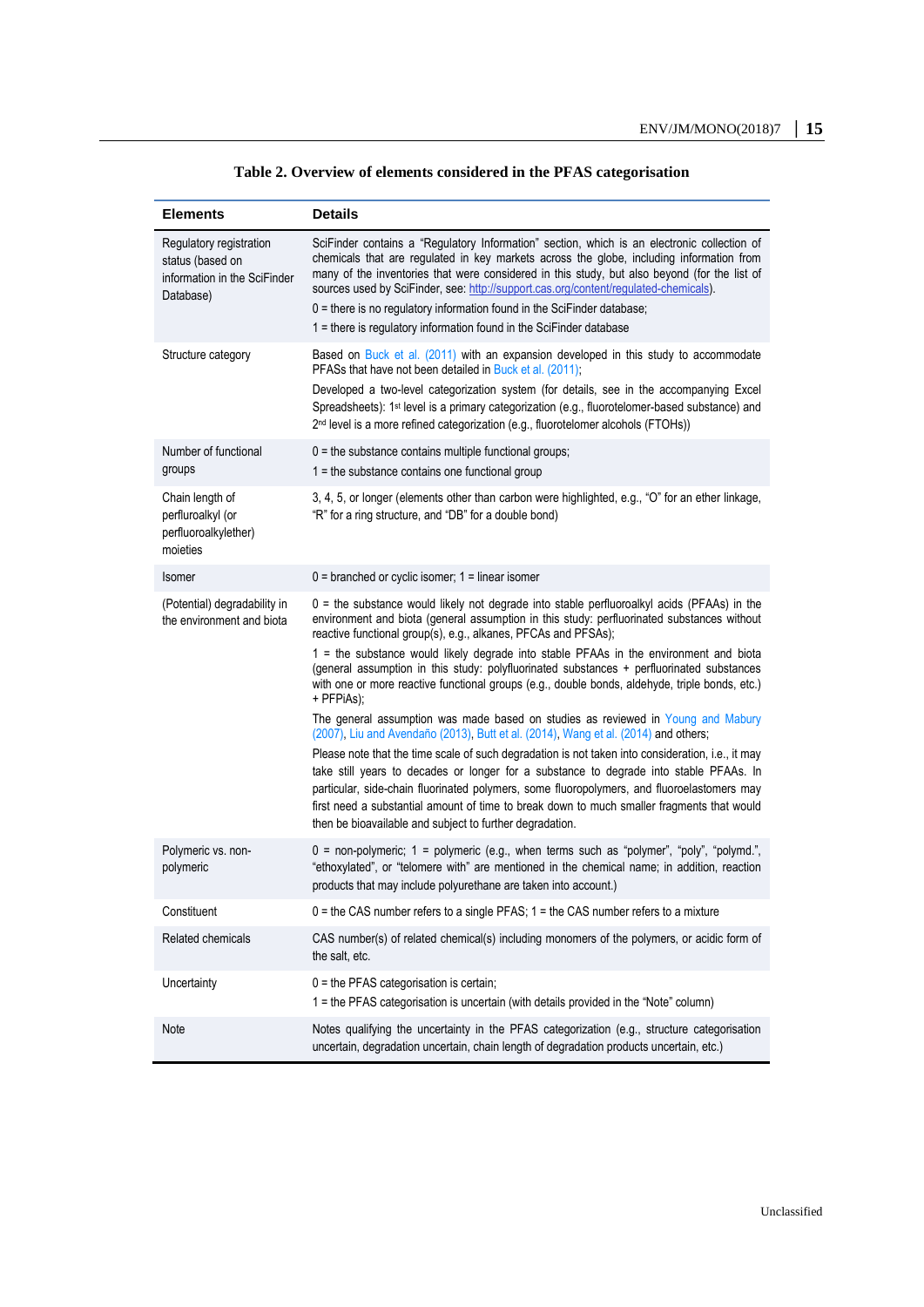**Table 2. Overview of elements considered in the PFAS categorisation**

| Elements | Details |
|---|---|
| Regulatory registration status (based on information in the SciFinder Database) | SciFinder contains a "Regulatory Information" section, which is an electronic collection of chemicals that are regulated in key markets across the globe, including information from many of the inventories that were considered in this study, but also beyond (for the list of sources used by SciFinder, see: http://support.cas.org/content/regulated-chemicals).<br>0 = there is no regulatory information found in the SciFinder database;<br>1 = there is regulatory information found in the SciFinder database |
| Structure category | Based on Buck et al. (2011) with an expansion developed in this study to accommodate PFASs that have not been detailed in Buck et al. (2011);<br>Developed a two-level categorization system (for details, see in the accompanying Excel Spreadsheets): 1st level is a primary categorization (e.g., fluorotelomer-based substance) and 2nd level is a more refined categorization (e.g., fluorotelomer alcohols (FTOHs)) |
| Number of functional groups | 0 = the substance contains multiple functional groups;<br>1 = the substance contains one functional group |
| Chain length of perfluroalkyl (or perfluoroalkylether) moieties | 3, 4, 5, or longer (elements other than carbon were highlighted, e.g., "O" for an ether linkage, "R" for a ring structure, and "DB" for a double bond) |
| Isomer | 0 = branched or cyclic isomer; 1 = linear isomer |
| (Potential) degradability in the environment and biota | 0 = the substance would likely not degrade into stable perfluoroalkyl acids (PFAAs) in the environment and biota (general assumption in this study: perfluorinated substances without reactive functional group(s), e.g., alkanes, PFCAs and PFSAs);<br>1 = the substance would likely degrade into stable PFAAs in the environment and biota (general assumption in this study: polyfluorinated substances + perfluorinated substances with one or more reactive functional groups (e.g., double bonds, aldehyde, triple bonds, etc.) + PFPiAs);<br>The general assumption was made based on studies as reviewed in Young and Mabury (2007), Liu and Avendaño (2013), Butt et al. (2014), Wang et al. (2014) and others;<br>Please note that the time scale of such degradation is not taken into consideration, i.e., it may take still years to decades or longer for a substance to degrade into stable PFAAs. In particular, side-chain fluorinated polymers, some fluoropolymers, and fluoroelastomers may first need a substantial amount of time to break down to much smaller fragments that would then be bioavailable and subject to further degradation. |
| Polymeric vs. non-polymeric | 0 = non-polymeric; 1 = polymeric (e.g., when terms such as "polymer", "poly", "polymd.", "ethoxylated", or "telomere with" are mentioned in the chemical name; in addition, reaction products that may include polyurethane are taken into account.) |
| Constituent | 0 = the CAS number refers to a single PFAS; 1 = the CAS number refers to a mixture |
| Related chemicals | CAS number(s) of related chemical(s) including monomers of the polymers, or acidic form of the salt, etc. |
| Uncertainty | 0 = the PFAS categorisation is certain;<br>1 = the PFAS categorisation is uncertain (with details provided in the "Note" column) |
| Note | Notes qualifying the uncertainty in the PFAS categorization (e.g., structure categorisation uncertain, degradation uncertain, chain length of degradation products uncertain, etc.) |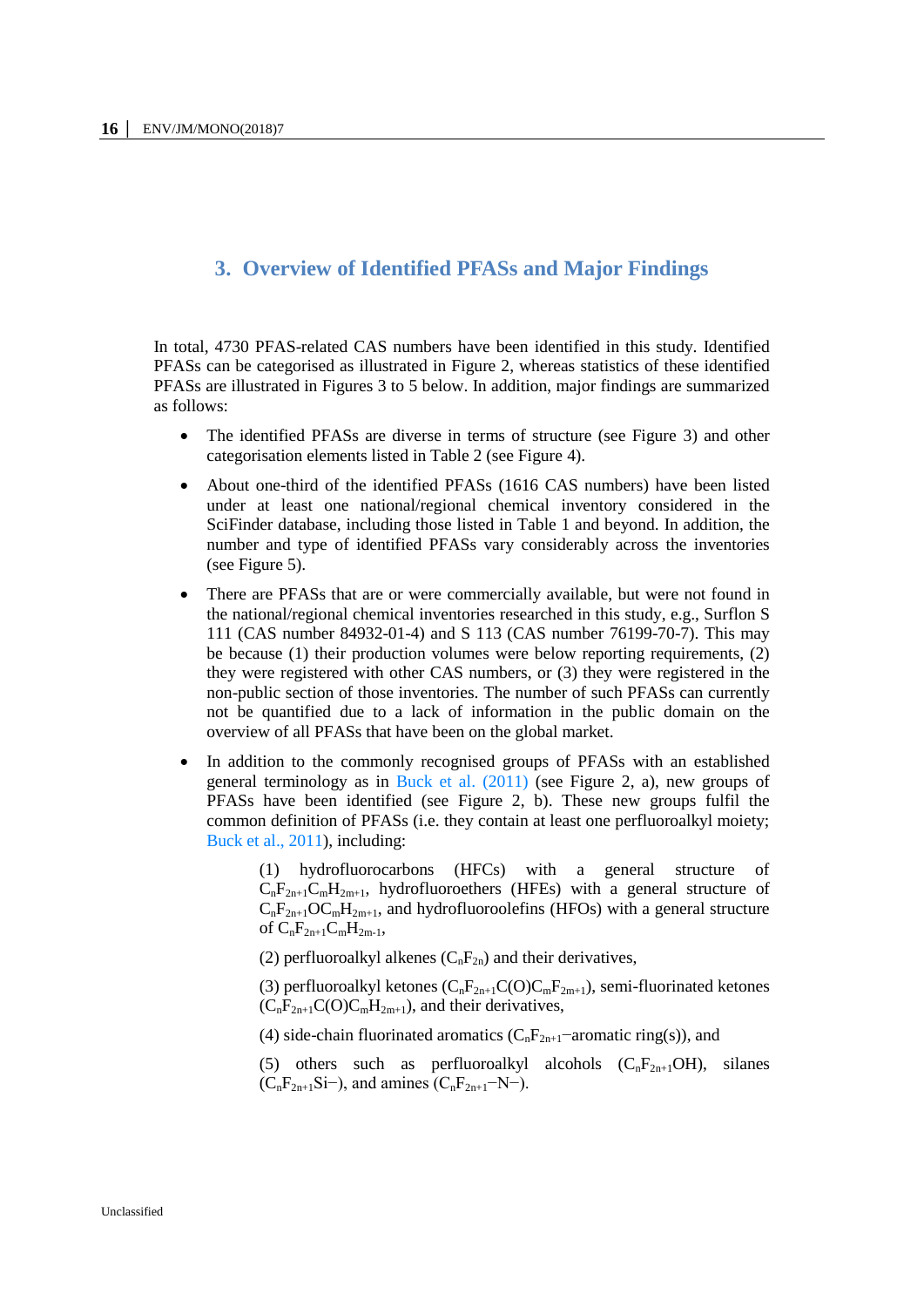## 3. Overview of Identified PFASs and Major Findings

In total, 4730 PFAS-related CAS numbers have been identified in this study. Identified PFASs can be categorised as illustrated in Figure 2, whereas statistics of these identified PFASs are illustrated in Figures 3 to 5 below. In addition, major findings are summarized as follows:

- The identified PFASs are diverse in terms of structure (see Figure 3) and other categorisation elements listed in Table 2 (see Figure 4).
- About one-third of the identified PFASs (1616 CAS numbers) have been listed under at least one national/regional chemical inventory considered in the SciFinder database, including those listed in Table 1 and beyond. In addition, the number and type of identified PFASs vary considerably across the inventories (see Figure 5).
- There are PFASs that are or were commercially available, but were not found in the national/regional chemical inventories researched in this study, e.g., Surflon S 111 (CAS number 84932-01-4) and S 113 (CAS number 76199-70-7). This may be because (1) their production volumes were below reporting requirements, (2) they were registered with other CAS numbers, or (3) they were registered in the non-public section of those inventories. The number of such PFASs can currently not be quantified due to a lack of information in the public domain on the overview of all PFASs that have been on the global market.
- In addition to the commonly recognised groups of PFASs with an established general terminology as in Buck et al. (2011) (see Figure 2, a), new groups of PFASs have been identified (see Figure 2, b). These new groups fulfil the common definition of PFASs (i.e. they contain at least one perfluoroalkyl moiety; Buck et al., 2011), including:

  (1) hydrofluorocarbons (HFCs) with a general structure of $C_nF_{2n+1}C_mH_{2m+1}$, hydrofluoroethers (HFEs) with a general structure of $C_nF_{2n+1}OC_mH_{2m+1}$, and hydrofluoroolefins (HFOs) with a general structure of $C_nF_{2n+1}C_mH_{2m-1}$,

  (2) perfluoroalkyl alkenes ($C_nF_{2n}$) and their derivatives,

  (3) perfluoroalkyl ketones ($C_nF_{2n+1}C(O)C_mF_{2m+1}$), semi-fluorinated ketones ($C_nF_{2n+1}C(O)C_mH_{2m+1}$), and their derivatives,

  (4) side-chain fluorinated aromatics ($C_nF_{2n+1}$–aromatic ring(s)), and

  (5) others such as perfluoroalkyl alcohols ($C_nF_{2n+1}OH$), silanes ($C_nF_{2n+1}Si$–), and amines ($C_nF_{2n+1}$–N–).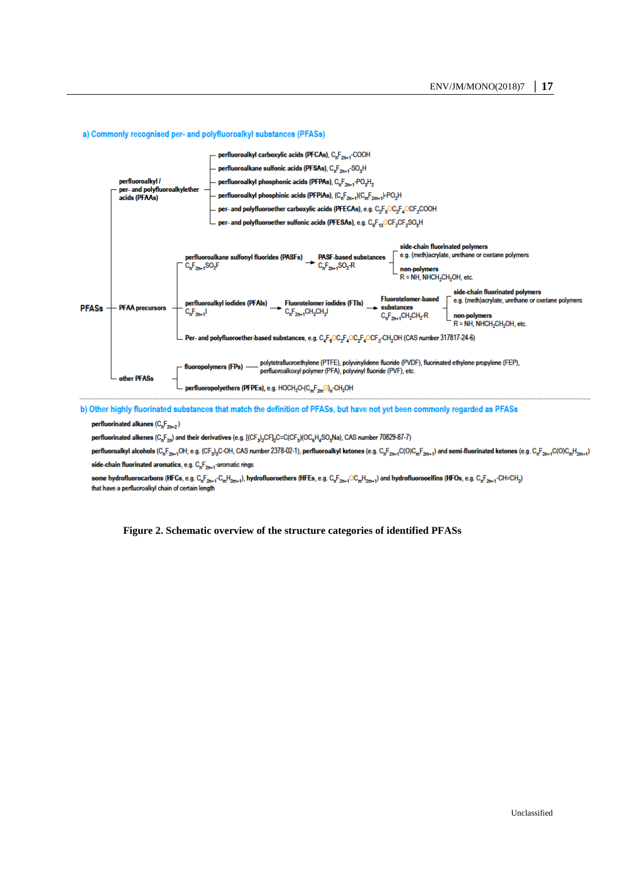## a) Commonly recognised per- and polyfluoroalkyl substances (PFASs)

- **PFASs**
  - **perfluoroalkyl / per- and polyfluoroalkylether acids (PFAAs)**
    - **perfluoroalkyl carboxylic acids (PFCAs)**, $C_nF_{2n+1}$-COOH
    - **perfluoroalkane sulfonic acids (PFSAs)**, $C_nF_{2n+1}$-$SO_3H$
    - **perfluoroalkyl phosphonic acids (PFPAs)**, $C_nF_{2n+1}$-$PO_3H_2$
    - **perfluoroalkyl phosphinic acids (PFPiAs)**, $(C_nF_{2n+1})(C_mF_{2m+1})$-$PO_2H$
    - **per- and polyfluoroether carboxylic acids (PFECAs)**, e.g. $C_3F_7OC_2F_4OCF_2COOH$
    - **per- and polyfluoroether sulfonic acids (PFESAs)**, e.g. $C_6F_{13}OCF_2CF_2SO_3H$
  - **PFAA precursors**
    - **perfluoroalkane sulfonyl fluorides (PASFs)** $C_nF_{2n+1}SO_2F$ → **PASF-based substances** $C_nF_{2n+1}SO_2$-R
      - **side-chain fluorinated polymers** e.g. (meth)acrylate, urethane or oxetane polymers
      - **non-polymers** R = NH, $NHCH_2CH_2OH$, etc.
    - **perfluoroalkyl iodides (PFAIs)** $C_nF_{2n+1}I$ → **Fluorotelomer iodides (FTIs)** $C_nF_{2n+1}CH_2CH_2I$ → **Fluorotelomer-based substances** $C_nF_{2n+1}CH_2CH_2$-R
      - **side-chain fluorinated polymers** e.g. (meth)acrylate, urethane or oxetane polymers
      - **non-polymers** R = NH, $NHCH_2CH_2OH$, etc.
    - **Per- and polyfluoroether-based substances**, e.g. $C_4F_9OC_2F_4OC_2F_4OCF_2$-$CH_2OH$ (CAS number 317817-24-6)
  - **other PFASs**
    - **fluoropolymers (FPs)** — polytetrafluoroethylene (PTFE), polyvinylidene fluoride (PVDF), fluorinated ethylene propylene (FEP), perfluoroalkoxyl polymer (PFA), polyvinyl fluoride (PVF), etc.
    - **perfluoropolyethers (PFPEs)**, e.g. $HOCH_2O$-$(C_mF_{2m}O)_n$-$CH_2OH$

## b) Other highly fluorinated substances that match the definition of PFASs, but have not yet been commonly regarded as PFASs

**perfluorinated alkanes** ($C_nF_{2n+2}$)

**perfluorinated alkenes** ($C_nF_{2n}$) and their derivatives (e.g. $[(CF_3)_2CF]_2C$=$C(CF_3)(OC_6H_4SO_3Na)$, CAS number 70829-87-7)

**perfluoroalkyl alcohols** ($C_nF_{2n+1}OH$; e.g. $(CF_3)_3C$-OH, CAS number 2378-02-1), **perfluoroalkyl ketones** (e.g. $C_nF_{2n+1}C(O)C_mF_{2m+1}$) and **semi-fluorinated ketones** (e.g. $C_nF_{2n+1}C(O)C_mH_{2m+1}$)

**side-chain fluorinated aromatics**, e.g. $C_nF_{2n+1}$-aromatic rings

**some hydrofluorocarbons** (**HFCs**, e.g. $C_nF_{2n+1}$-$C_mH_{2m+1}$), **hydrofluoroethers** (**HFEs**, e.g. $C_nF_{2n+1}OC_mH_{2m+1}$) and **hydrofluorooelfins** (**HFOs**, e.g. $C_nF_{2n+1}$-CH=$CH_2$) that have a perfluoroalkyl chain of certain length

**Figure 2. Schematic overview of the structure categories of identified PFASs**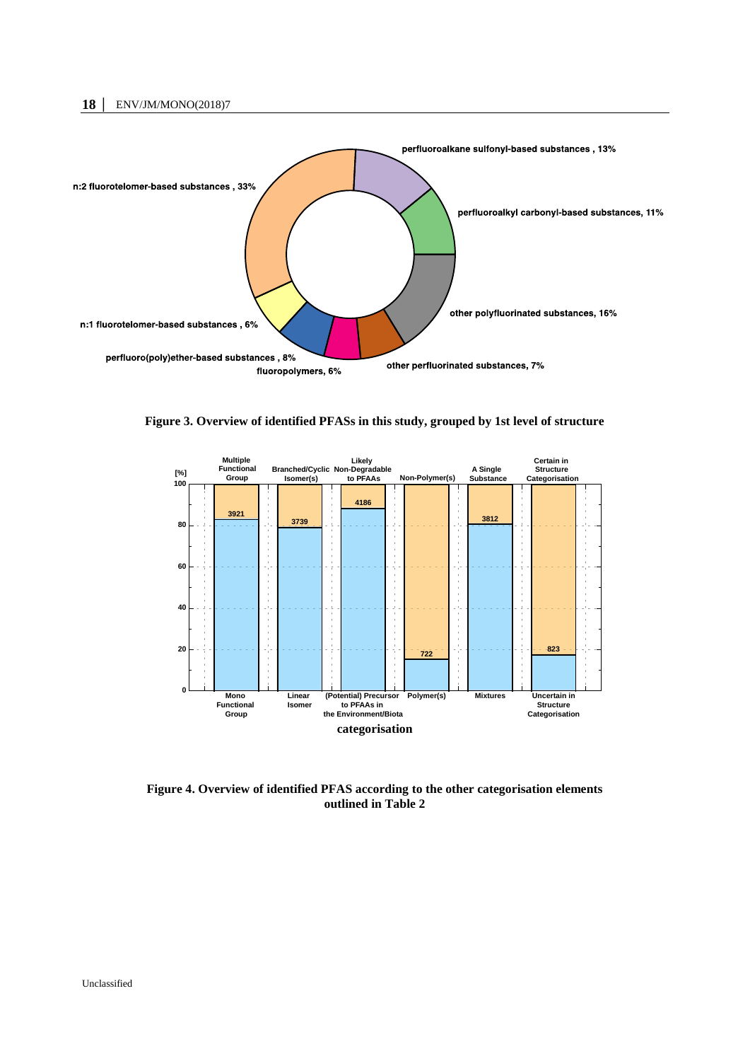Figure 3. Overview of identified PFASs in this study, grouped by 1st level of structure

Figure 4. Overview of identified PFAS according to the other categorisation elements outlined in Table 2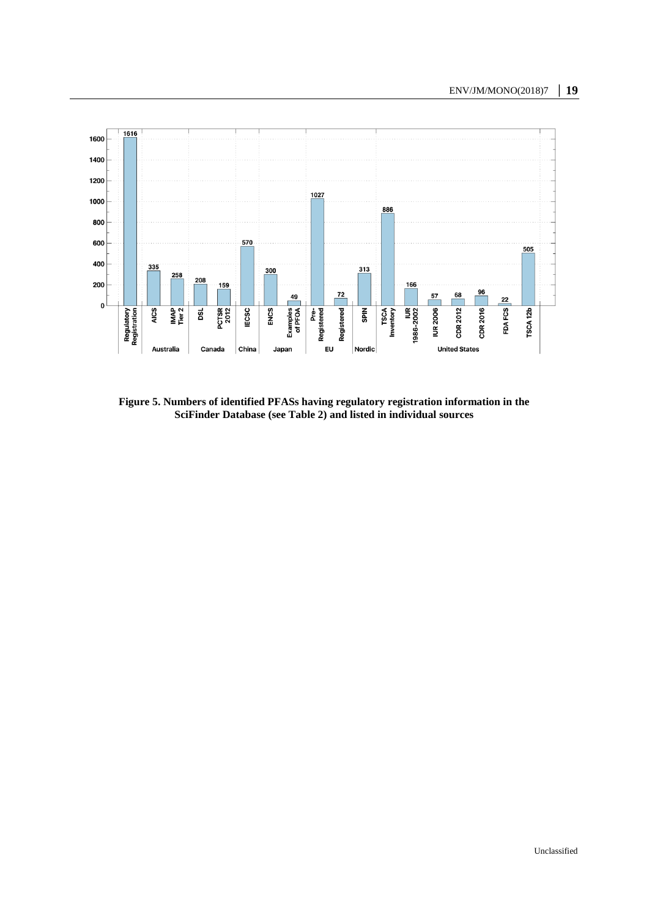**Figure 5. Numbers of identified PFASs having regulatory registration information in the SciFinder Database (see Table 2) and listed in individual sources**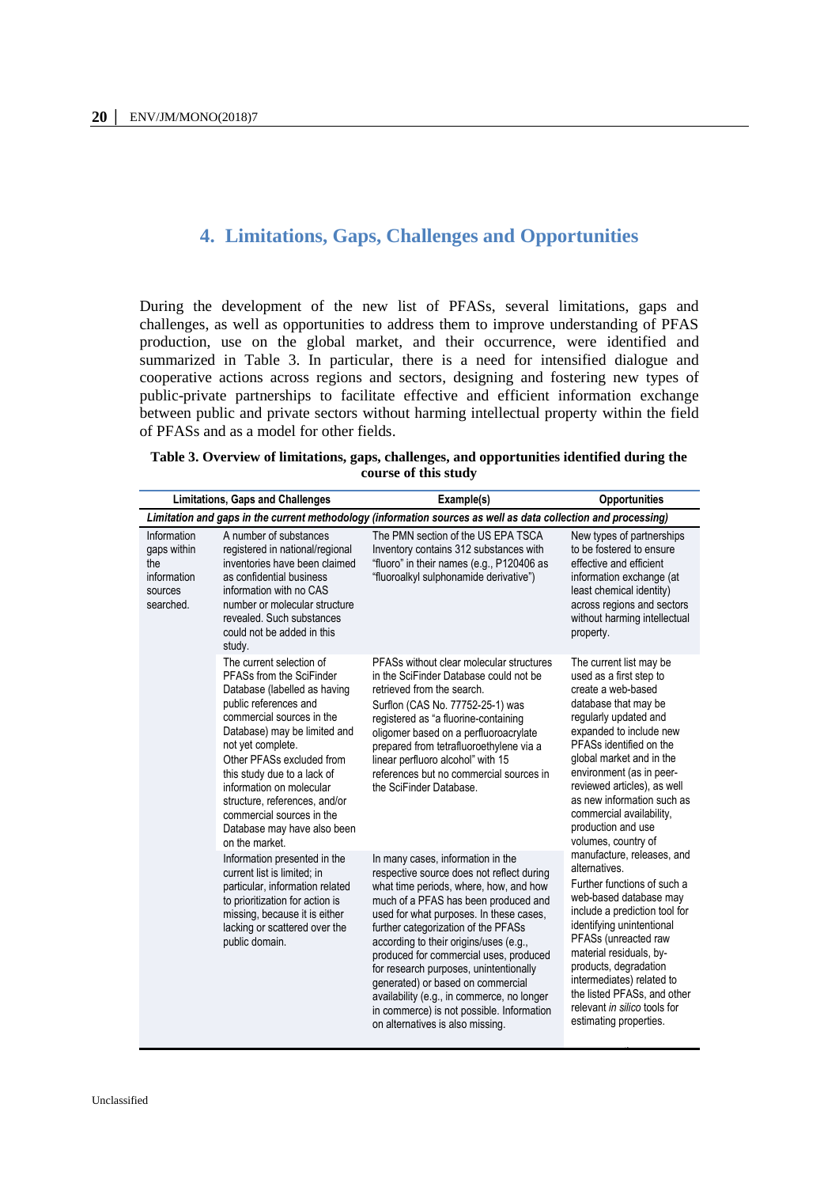## 4. Limitations, Gaps, Challenges and Opportunities

During the development of the new list of PFASs, several limitations, gaps and challenges, as well as opportunities to address them to improve understanding of PFAS production, use on the global market, and their occurrence, were identified and summarized in Table 3. In particular, there is a need for intensified dialogue and cooperative actions across regions and sectors, designing and fostering new types of public-private partnerships to facilitate effective and efficient information exchange between public and private sectors without harming intellectual property within the field of PFASs and as a model for other fields.

**Table 3. Overview of limitations, gaps, challenges, and opportunities identified during the course of this study**

| Limitations, Gaps and Challenges | | Example(s) | Opportunities |
|---|---|---|---|
| *Limitation and gaps in the current methodology (information sources as well as data collection and processing)* | | | |
| Information gaps within the information sources searched. | A number of substances registered in national/regional inventories have been claimed as confidential business information with no CAS number or molecular structure revealed. Such substances could not be added in this study. | The PMN section of the US EPA TSCA Inventory contains 312 substances with "fluoro" in their names (e.g., P120406 as "fluoroalkyl sulphonamide derivative") | New types of partnerships to be fostered to ensure effective and efficient information exchange (at least chemical identity) across regions and sectors without harming intellectual property. |
| | The current selection of PFASs from the SciFinder Database (labelled as having public references and commercial sources in the Database) may be limited and not yet complete. Other PFASs excluded from this study due to a lack of information on molecular structure, references, and/or commercial sources in the Database may have also been on the market. | PFASs without clear molecular structures in the SciFinder Database could not be retrieved from the search. Surflon (CAS No. 77752-25-1) was registered as "a fluorine-containing oligomer based on a perfluoroacrylate prepared from tetrafluoroethylene via a linear perfluoro alcohol" with 15 references but no commercial sources in the SciFinder Database. | The current list may be used as a first step to create a web-based database that may be regularly updated and expanded to include new PFASs identified on the global market and in the environment (as in peer-reviewed articles), as well as new information such as commercial availability, production and use volumes, country of manufacture, releases, and alternatives. Further functions of such a web-based database may include a prediction tool for identifying unintentional PFASs (unreacted raw material residuals, by-products, degradation intermediates) related to the listed PFASs, and other relevant *in silico* tools for estimating properties. |
| | Information presented in the current list is limited; in particular, information related to prioritization for action is missing, because it is either lacking or scattered over the public domain. | In many cases, information in the respective source does not reflect during what time periods, where, how, and how much of a PFAS has been produced and used for what purposes. In these cases, further categorization of the PFASs according to their origins/uses (e.g., produced for commercial uses, produced for research purposes, unintentionally generated) or based on commercial availability (e.g., in commerce, no longer in commerce) is not possible. Information on alternatives is also missing. | |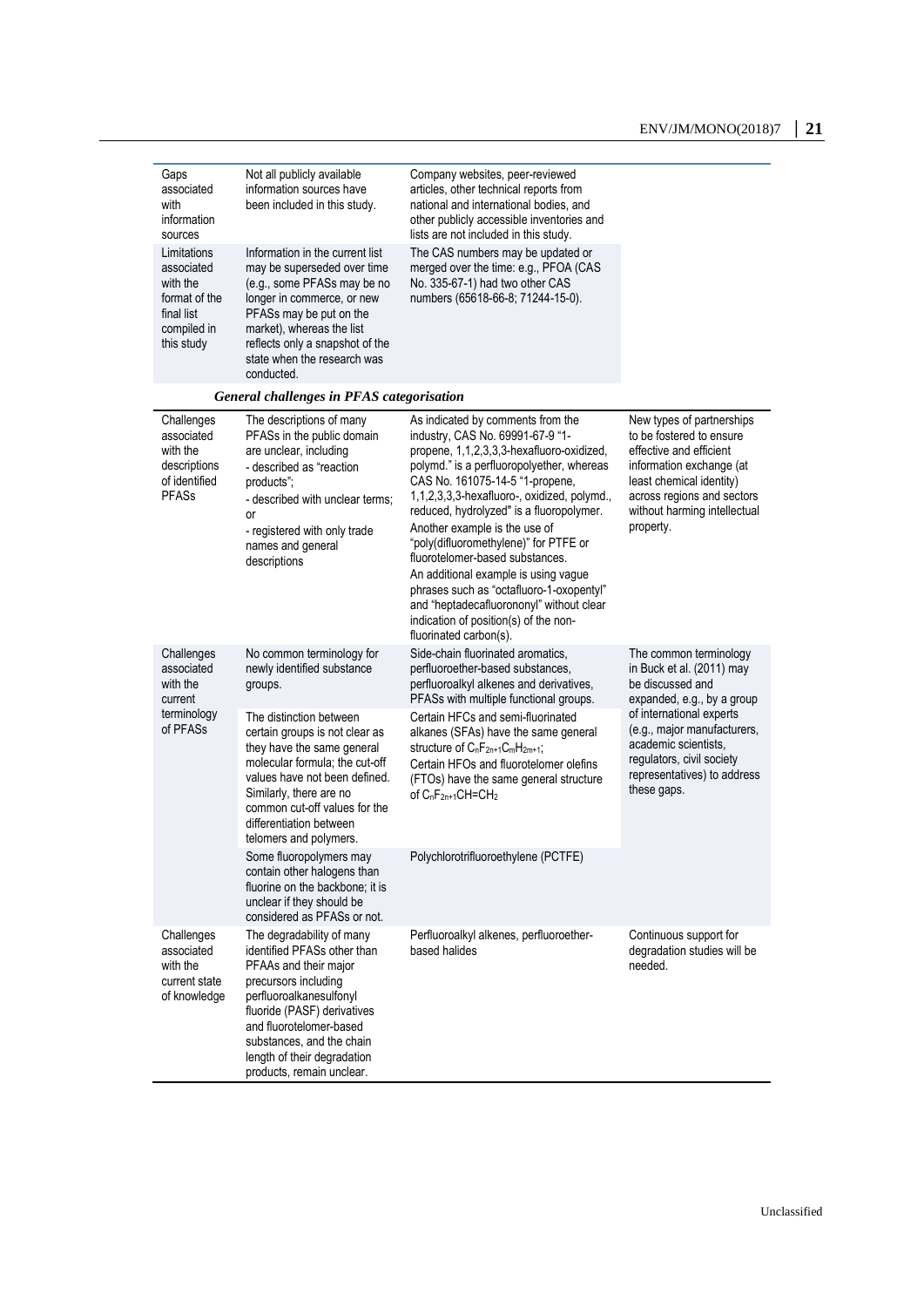| | | | |
|---|---|---|---|
| Gaps associated with information sources | Not all publicly available information sources have been included in this study. | Company websites, peer-reviewed articles, other technical reports from national and international bodies, and other publicly accessible inventories and lists are not included in this study. | |
| Limitations associated with the format of the final list compiled in this study | Information in the current list may be superseded over time (e.g., some PFASs may be no longer in commerce, or new PFASs may be put on the market), whereas the list reflects only a snapshot of the state when the research was conducted. | The CAS numbers may be updated or merged over the time: e.g., PFOA (CAS No. 335-67-1) had two other CAS numbers (65618-66-8; 71244-15-0). | |

***General challenges in PFAS categorisation***

| | | | |
|---|---|---|---|
| Challenges associated with the descriptions of identified PFASs | The descriptions of many PFASs in the public domain are unclear, including<br>- described as "reaction products";<br>- described with unclear terms; or<br>- registered with only trade names and general descriptions | As indicated by comments from the industry, CAS No. 69991-67-9 "1-propene, 1,1,2,3,3,3-hexafluoro-oxidized, polymd." is a perfluoropolyether, whereas CAS No. 161075-14-5 "1-propene, 1,1,2,3,3,3-hexafluoro-, oxidized, polymd., reduced, hydrolyzed" is a fluoropolymer.<br>Another example is the use of "poly(difluoromethylene)" for PTFE or fluorotelomer-based substances.<br>An additional example is using vague phrases such as "octafluoro-1-oxopentyl" and "heptadecafluorononyl" without clear indication of position(s) of the non-fluorinated carbon(s). | New types of partnerships to be fostered to ensure effective and efficient information exchange (at least chemical identity) across regions and sectors without harming intellectual property. |
| Challenges associated with the current terminology of PFASs | No common terminology for newly identified substance groups. | Side-chain fluorinated aromatics, perfluoroether-based substances, perfluoroalkyl alkenes and derivatives, PFASs with multiple functional groups. | The common terminology in Buck et al. (2011) may be discussed and expanded, e.g., by a group of international experts (e.g., major manufacturers, academic scientists, regulators, civil society representatives) to address these gaps. |
| | The distinction between certain groups is not clear as they have the same general molecular formula; the cut-off values have not been defined. Similarly, there are no common cut-off values for the differentiation between telomers and polymers. | Certain HFCs and semi-fluorinated alkanes (SFAs) have the same general structure of $C_nF_{2n+1}C_mH_{2m+1}$;<br>Certain HFOs and fluorotelomer olefins (FTOs) have the same general structure of $C_nF_{2n+1}CH{=}CH_2$ | |
| | Some fluoropolymers may contain other halogens than fluorine on the backbone; it is unclear if they should be considered as PFASs or not. | Polychlorotrifluoroethylene (PCTFE) | |
| Challenges associated with the current state of knowledge | The degradability of many identified PFASs other than PFAAs and their major precursors including perfluoroalkanesulfonyl fluoride (PASF) derivatives and fluorotelomer-based substances, and the chain length of their degradation products, remain unclear. | Perfluoroalkyl alkenes, perfluoroether-based halides | Continuous support for degradation studies will be needed. |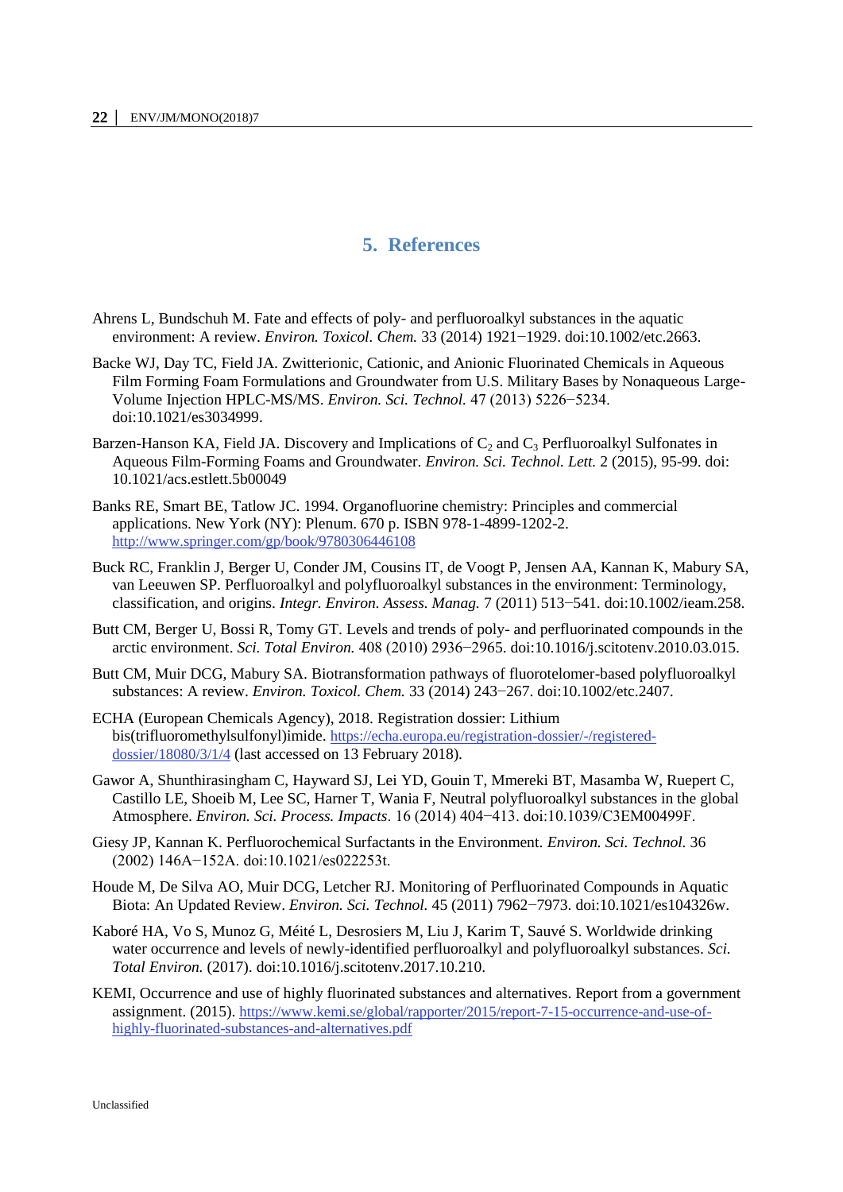# 5. References

Ahrens L, Bundschuh M. Fate and effects of poly- and perfluoroalkyl substances in the aquatic environment: A review. *Environ. Toxicol. Chem.* 33 (2014) 1921−1929. doi:10.1002/etc.2663.

Backe WJ, Day TC, Field JA. Zwitterionic, Cationic, and Anionic Fluorinated Chemicals in Aqueous Film Forming Foam Formulations and Groundwater from U.S. Military Bases by Nonaqueous Large-Volume Injection HPLC-MS/MS. *Environ. Sci. Technol.* 47 (2013) 5226−5234. doi:10.1021/es3034999.

Barzen-Hanson KA, Field JA. Discovery and Implications of $C_2$ and $C_3$ Perfluoroalkyl Sulfonates in Aqueous Film-Forming Foams and Groundwater. *Environ. Sci. Technol. Lett.* 2 (2015), 95-99. doi: 10.1021/acs.estlett.5b00049

Banks RE, Smart BE, Tatlow JC. 1994. Organofluorine chemistry: Principles and commercial applications. New York (NY): Plenum. 670 p. ISBN 978-1-4899-1202-2. http://www.springer.com/gp/book/9780306446108

Buck RC, Franklin J, Berger U, Conder JM, Cousins IT, de Voogt P, Jensen AA, Kannan K, Mabury SA, van Leeuwen SP. Perfluoroalkyl and polyfluoroalkyl substances in the environment: Terminology, classification, and origins. *Integr. Environ. Assess. Manag.* 7 (2011) 513−541. doi:10.1002/ieam.258.

Butt CM, Berger U, Bossi R, Tomy GT. Levels and trends of poly- and perfluorinated compounds in the arctic environment. *Sci. Total Environ.* 408 (2010) 2936−2965. doi:10.1016/j.scitotenv.2010.03.015.

Butt CM, Muir DCG, Mabury SA. Biotransformation pathways of fluorotelomer-based polyfluoroalkyl substances: A review. *Environ. Toxicol. Chem.* 33 (2014) 243−267. doi:10.1002/etc.2407.

ECHA (European Chemicals Agency), 2018. Registration dossier: Lithium bis(trifluoromethylsulfonyl)imide. https://echa.europa.eu/registration-dossier/-/registered-dossier/18080/3/1/4 (last accessed on 13 February 2018).

Gawor A, Shunthirasingham C, Hayward SJ, Lei YD, Gouin T, Mmereki BT, Masamba W, Ruepert C, Castillo LE, Shoeib M, Lee SC, Harner T, Wania F, Neutral polyfluoroalkyl substances in the global Atmosphere. *Environ. Sci. Process. Impacts*. 16 (2014) 404−413. doi:10.1039/C3EM00499F.

Giesy JP, Kannan K. Perfluorochemical Surfactants in the Environment. *Environ. Sci. Technol.* 36 (2002) 146A−152A. doi:10.1021/es022253t.

Houde M, De Silva AO, Muir DCG, Letcher RJ. Monitoring of Perfluorinated Compounds in Aquatic Biota: An Updated Review. *Environ. Sci. Technol.* 45 (2011) 7962−7973. doi:10.1021/es104326w.

Kaboré HA, Vo S, Munoz G, Méité L, Desrosiers M, Liu J, Karim T, Sauvé S. Worldwide drinking water occurrence and levels of newly-identified perfluoroalkyl and polyfluoroalkyl substances. *Sci. Total Environ.* (2017). doi:10.1016/j.scitotenv.2017.10.210.

KEMI, Occurrence and use of highly fluorinated substances and alternatives. Report from a government assignment. (2015). https://www.kemi.se/global/rapporter/2015/report-7-15-occurrence-and-use-of-highly-fluorinated-substances-and-alternatives.pdf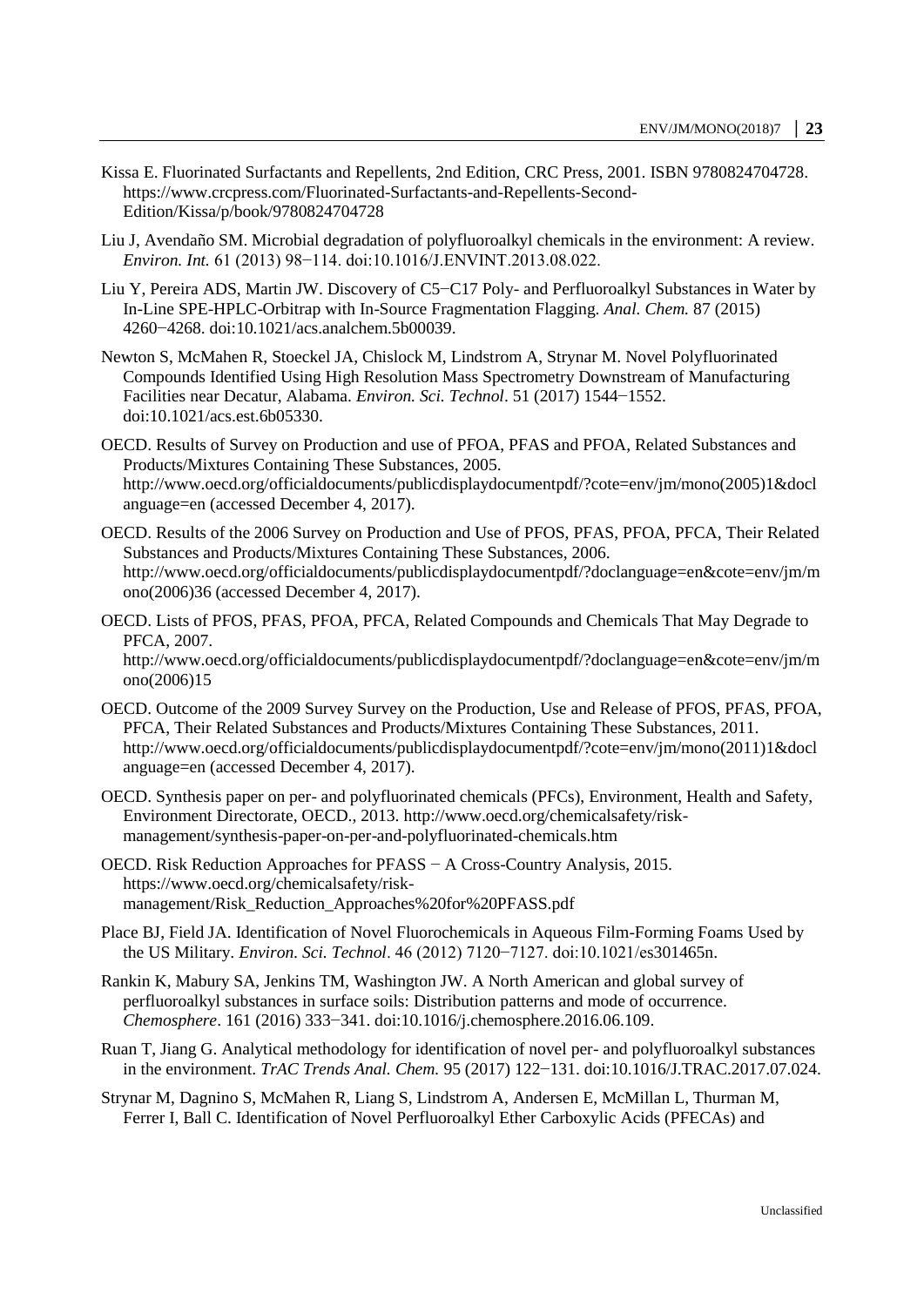Kissa E. Fluorinated Surfactants and Repellents, 2nd Edition, CRC Press, 2001. ISBN 9780824704728. https://www.crcpress.com/Fluorinated-Surfactants-and-Repellents-Second-Edition/Kissa/p/book/9780824704728

Liu J, Avendaño SM. Microbial degradation of polyfluoroalkyl chemicals in the environment: A review. *Environ. Int.* 61 (2013) 98−114. doi:10.1016/J.ENVINT.2013.08.022.

Liu Y, Pereira ADS, Martin JW. Discovery of C5−C17 Poly- and Perfluoroalkyl Substances in Water by In-Line SPE-HPLC-Orbitrap with In-Source Fragmentation Flagging. *Anal. Chem.* 87 (2015) 4260−4268. doi:10.1021/acs.analchem.5b00039.

Newton S, McMahen R, Stoeckel JA, Chislock M, Lindstrom A, Strynar M. Novel Polyfluorinated Compounds Identified Using High Resolution Mass Spectrometry Downstream of Manufacturing Facilities near Decatur, Alabama. *Environ. Sci. Technol*. 51 (2017) 1544−1552. doi:10.1021/acs.est.6b05330.

OECD. Results of Survey on Production and use of PFOA, PFAS and PFOA, Related Substances and Products/Mixtures Containing These Substances, 2005. http://www.oecd.org/officialdocuments/publicdisplaydocumentpdf/?cote=env/jm/mono(2005)1&doclanguage=en (accessed December 4, 2017).

OECD. Results of the 2006 Survey on Production and Use of PFOS, PFAS, PFOA, PFCA, Their Related Substances and Products/Mixtures Containing These Substances, 2006. http://www.oecd.org/officialdocuments/publicdisplaydocumentpdf/?doclanguage=en&cote=env/jm/mono(2006)36 (accessed December 4, 2017).

OECD. Lists of PFOS, PFAS, PFOA, PFCA, Related Compounds and Chemicals That May Degrade to PFCA, 2007. http://www.oecd.org/officialdocuments/publicdisplaydocumentpdf/?doclanguage=en&cote=env/jm/mono(2006)15

OECD. Outcome of the 2009 Survey Survey on the Production, Use and Release of PFOS, PFAS, PFOA, PFCA, Their Related Substances and Products/Mixtures Containing These Substances, 2011. http://www.oecd.org/officialdocuments/publicdisplaydocumentpdf/?cote=env/jm/mono(2011)1&doclanguage=en (accessed December 4, 2017).

OECD. Synthesis paper on per- and polyfluorinated chemicals (PFCs), Environment, Health and Safety, Environment Directorate, OECD., 2013. http://www.oecd.org/chemicalsafety/risk-management/synthesis-paper-on-per-and-polyfluorinated-chemicals.htm

OECD. Risk Reduction Approaches for PFASS − A Cross-Country Analysis, 2015. https://www.oecd.org/chemicalsafety/risk-management/Risk_Reduction_Approaches%20for%20PFASS.pdf

Place BJ, Field JA. Identification of Novel Fluorochemicals in Aqueous Film-Forming Foams Used by the US Military. *Environ. Sci. Technol*. 46 (2012) 7120−7127. doi:10.1021/es301465n.

Rankin K, Mabury SA, Jenkins TM, Washington JW. A North American and global survey of perfluoroalkyl substances in surface soils: Distribution patterns and mode of occurrence. *Chemosphere*. 161 (2016) 333−341. doi:10.1016/j.chemosphere.2016.06.109.

Ruan T, Jiang G. Analytical methodology for identification of novel per- and polyfluoroalkyl substances in the environment. *TrAC Trends Anal. Chem.* 95 (2017) 122−131. doi:10.1016/J.TRAC.2017.07.024.

Strynar M, Dagnino S, McMahen R, Liang S, Lindstrom A, Andersen E, McMillan L, Thurman M, Ferrer I, Ball C. Identification of Novel Perfluoroalkyl Ether Carboxylic Acids (PFECAs) and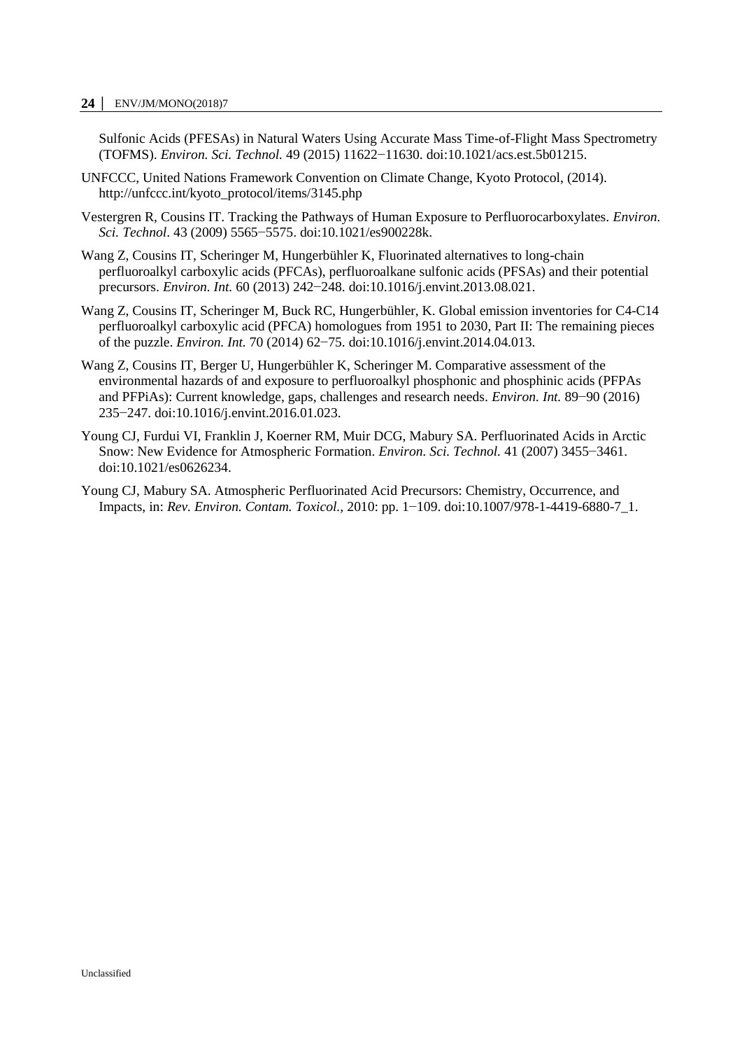Sulfonic Acids (PFESAs) in Natural Waters Using Accurate Mass Time-of-Flight Mass Spectrometry (TOFMS). *Environ. Sci. Technol.* 49 (2015) 11622−11630. doi:10.1021/acs.est.5b01215.

UNFCCC, United Nations Framework Convention on Climate Change, Kyoto Protocol, (2014). http://unfccc.int/kyoto_protocol/items/3145.php

Vestergren R, Cousins IT. Tracking the Pathways of Human Exposure to Perfluorocarboxylates. *Environ. Sci. Technol*. 43 (2009) 5565−5575. doi:10.1021/es900228k.

Wang Z, Cousins IT, Scheringer M, Hungerbühler K, Fluorinated alternatives to long-chain perfluoroalkyl carboxylic acids (PFCAs), perfluoroalkane sulfonic acids (PFSAs) and their potential precursors. *Environ. Int.* 60 (2013) 242−248. doi:10.1016/j.envint.2013.08.021.

Wang Z, Cousins IT, Scheringer M, Buck RC, Hungerbühler, K. Global emission inventories for C4-C14 perfluoroalkyl carboxylic acid (PFCA) homologues from 1951 to 2030, Part II: The remaining pieces of the puzzle. *Environ. Int.* 70 (2014) 62−75. doi:10.1016/j.envint.2014.04.013.

Wang Z, Cousins IT, Berger U, Hungerbühler K, Scheringer M. Comparative assessment of the environmental hazards of and exposure to perfluoroalkyl phosphonic and phosphinic acids (PFPAs and PFPiAs): Current knowledge, gaps, challenges and research needs. *Environ. Int.* 89−90 (2016) 235−247. doi:10.1016/j.envint.2016.01.023.

Young CJ, Furdui VI, Franklin J, Koerner RM, Muir DCG, Mabury SA. Perfluorinated Acids in Arctic Snow: New Evidence for Atmospheric Formation. *Environ. Sci. Technol.* 41 (2007) 3455−3461. doi:10.1021/es0626234.

Young CJ, Mabury SA. Atmospheric Perfluorinated Acid Precursors: Chemistry, Occurrence, and Impacts, in: *Rev. Environ. Contam. Toxicol.*, 2010: pp. 1−109. doi:10.1007/978-1-4419-6880-7_1.